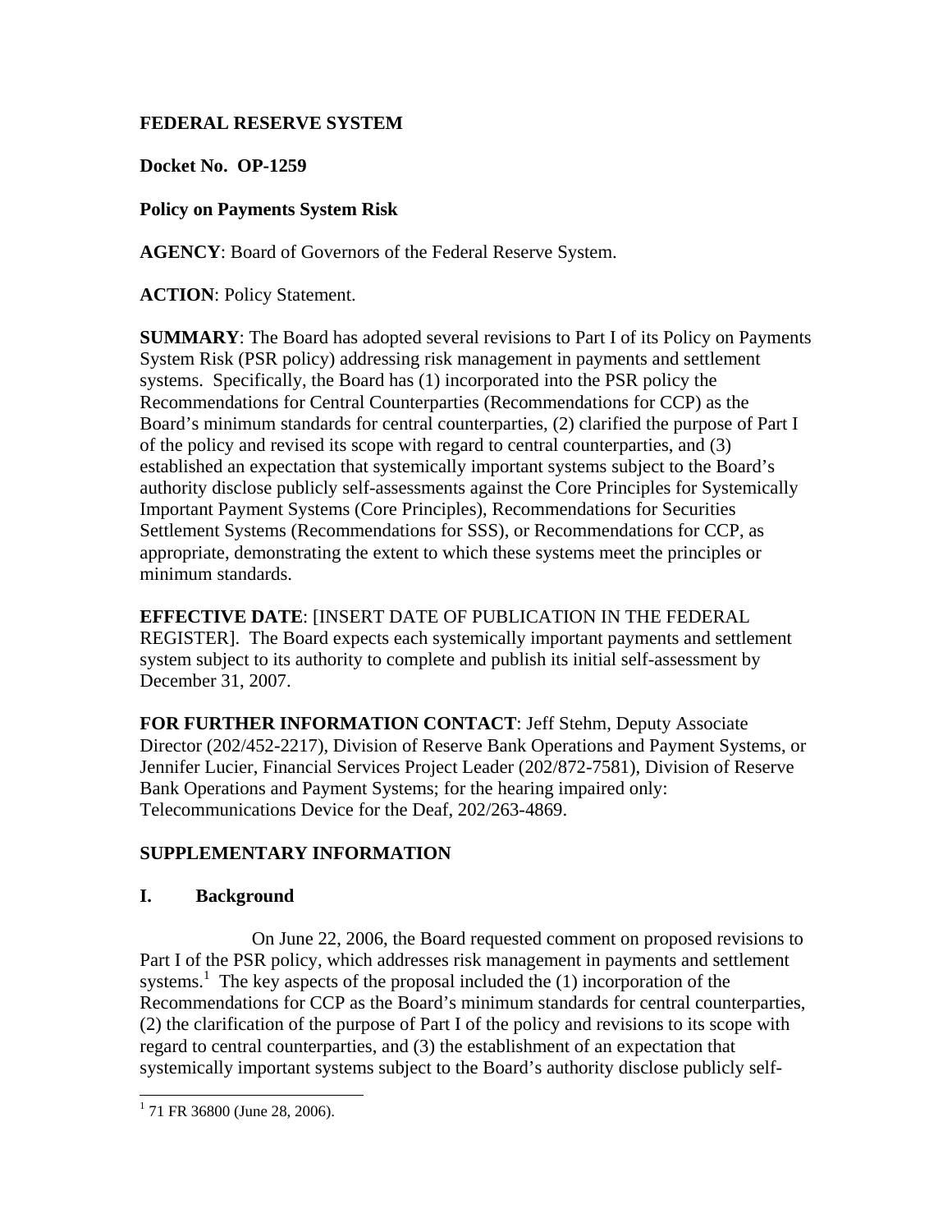**FEDERAL RESERVE SYSTEM**

**Docket No. OP-1259**

**Policy on Payments System Risk**

**AGENCY**: Board of Governors of the Federal Reserve System.

**ACTION**: Policy Statement.

**SUMMARY**: The Board has adopted several revisions to Part I of its Policy on Payments System Risk (PSR policy) addressing risk management in payments and settlement systems. Specifically, the Board has (1) incorporated into the PSR policy the Recommendations for Central Counterparties (Recommendations for CCP) as the Board's minimum standards for central counterparties, (2) clarified the purpose of Part I of the policy and revised its scope with regard to central counterparties, and (3) established an expectation that systemically important systems subject to the Board's authority disclose publicly self-assessments against the Core Principles for Systemically Important Payment Systems (Core Principles), Recommendations for Securities Settlement Systems (Recommendations for SSS), or Recommendations for CCP, as appropriate, demonstrating the extent to which these systems meet the principles or minimum standards.

**EFFECTIVE DATE**: [INSERT DATE OF PUBLICATION IN THE FEDERAL REGISTER]. The Board expects each systemically important payments and settlement system subject to its authority to complete and publish its initial self-assessment by December 31, 2007.

**FOR FURTHER INFORMATION CONTACT**: Jeff Stehm, Deputy Associate Director (202/452-2217), Division of Reserve Bank Operations and Payment Systems, or Jennifer Lucier, Financial Services Project Leader (202/872-7581), Division of Reserve Bank Operations and Payment Systems; for the hearing impaired only: Telecommunications Device for the Deaf, 202/263-4869.

## SUPPLEMENTARY INFORMATION

## I. Background

On June 22, 2006, the Board requested comment on proposed revisions to Part I of the PSR policy, which addresses risk management in payments and settlement systems.[1] The key aspects of the proposal included the (1) incorporation of the Recommendations for CCP as the Board's minimum standards for central counterparties, (2) the clarification of the purpose of Part I of the policy and revisions to its scope with regard to central counterparties, and (3) the establishment of an expectation that systemically important systems subject to the Board's authority disclose publicly self-

[1] 71 FR 36800 (June 28, 2006).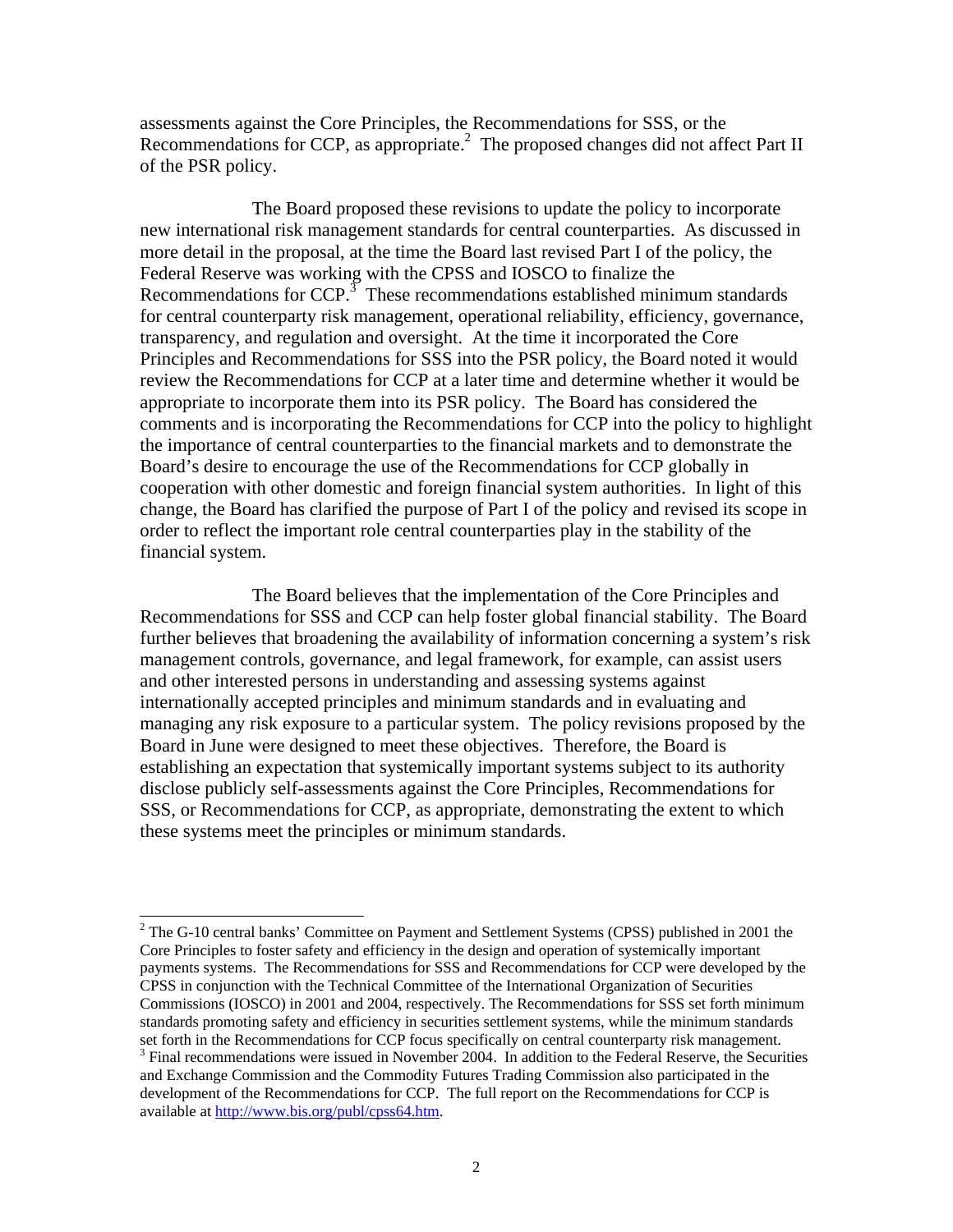assessments against the Core Principles, the Recommendations for SSS, or the Recommendations for CCP, as appropriate.[2] The proposed changes did not affect Part II of the PSR policy.

The Board proposed these revisions to update the policy to incorporate new international risk management standards for central counterparties. As discussed in more detail in the proposal, at the time the Board last revised Part I of the policy, the Federal Reserve was working with the CPSS and IOSCO to finalize the Recommendations for CCP.[3] These recommendations established minimum standards for central counterparty risk management, operational reliability, efficiency, governance, transparency, and regulation and oversight. At the time it incorporated the Core Principles and Recommendations for SSS into the PSR policy, the Board noted it would review the Recommendations for CCP at a later time and determine whether it would be appropriate to incorporate them into its PSR policy. The Board has considered the comments and is incorporating the Recommendations for CCP into the policy to highlight the importance of central counterparties to the financial markets and to demonstrate the Board's desire to encourage the use of the Recommendations for CCP globally in cooperation with other domestic and foreign financial system authorities. In light of this change, the Board has clarified the purpose of Part I of the policy and revised its scope in order to reflect the important role central counterparties play in the stability of the financial system.

The Board believes that the implementation of the Core Principles and Recommendations for SSS and CCP can help foster global financial stability. The Board further believes that broadening the availability of information concerning a system's risk management controls, governance, and legal framework, for example, can assist users and other interested persons in understanding and assessing systems against internationally accepted principles and minimum standards and in evaluating and managing any risk exposure to a particular system. The policy revisions proposed by the Board in June were designed to meet these objectives. Therefore, the Board is establishing an expectation that systemically important systems subject to its authority disclose publicly self-assessments against the Core Principles, Recommendations for SSS, or Recommendations for CCP, as appropriate, demonstrating the extent to which these systems meet the principles or minimum standards.

---

[2] The G-10 central banks' Committee on Payment and Settlement Systems (CPSS) published in 2001 the Core Principles to foster safety and efficiency in the design and operation of systemically important payments systems. The Recommendations for SSS and Recommendations for CCP were developed by the CPSS in conjunction with the Technical Committee of the International Organization of Securities Commissions (IOSCO) in 2001 and 2004, respectively. The Recommendations for SSS set forth minimum standards promoting safety and efficiency in securities settlement systems, while the minimum standards set forth in the Recommendations for CCP focus specifically on central counterparty risk management.

[3] Final recommendations were issued in November 2004. In addition to the Federal Reserve, the Securities and Exchange Commission and the Commodity Futures Trading Commission also participated in the development of the Recommendations for CCP. The full report on the Recommendations for CCP is available at http://www.bis.org/publ/cpss64.htm.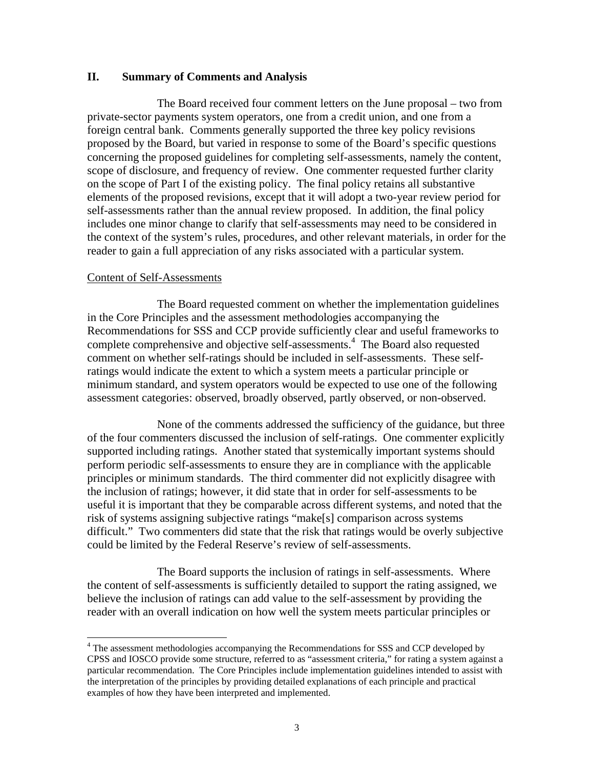## II. Summary of Comments and Analysis

The Board received four comment letters on the June proposal – two from private-sector payments system operators, one from a credit union, and one from a foreign central bank. Comments generally supported the three key policy revisions proposed by the Board, but varied in response to some of the Board's specific questions concerning the proposed guidelines for completing self-assessments, namely the content, scope of disclosure, and frequency of review. One commenter requested further clarity on the scope of Part I of the existing policy. The final policy retains all substantive elements of the proposed revisions, except that it will adopt a two-year review period for self-assessments rather than the annual review proposed. In addition, the final policy includes one minor change to clarify that self-assessments may need to be considered in the context of the system's rules, procedures, and other relevant materials, in order for the reader to gain a full appreciation of any risks associated with a particular system.

### Content of Self-Assessments

The Board requested comment on whether the implementation guidelines in the Core Principles and the assessment methodologies accompanying the Recommendations for SSS and CCP provide sufficiently clear and useful frameworks to complete comprehensive and objective self-assessments.[4] The Board also requested comment on whether self-ratings should be included in self-assessments. These self-ratings would indicate the extent to which a system meets a particular principle or minimum standard, and system operators would be expected to use one of the following assessment categories: observed, broadly observed, partly observed, or non-observed.

None of the comments addressed the sufficiency of the guidance, but three of the four commenters discussed the inclusion of self-ratings. One commenter explicitly supported including ratings. Another stated that systemically important systems should perform periodic self-assessments to ensure they are in compliance with the applicable principles or minimum standards. The third commenter did not explicitly disagree with the inclusion of ratings; however, it did state that in order for self-assessments to be useful it is important that they be comparable across different systems, and noted that the risk of systems assigning subjective ratings "make[s] comparison across systems difficult." Two commenters did state that the risk that ratings would be overly subjective could be limited by the Federal Reserve's review of self-assessments.

The Board supports the inclusion of ratings in self-assessments. Where the content of self-assessments is sufficiently detailed to support the rating assigned, we believe the inclusion of ratings can add value to the self-assessment by providing the reader with an overall indication on how well the system meets particular principles or

---

[4] The assessment methodologies accompanying the Recommendations for SSS and CCP developed by CPSS and IOSCO provide some structure, referred to as "assessment criteria," for rating a system against a particular recommendation. The Core Principles include implementation guidelines intended to assist with the interpretation of the principles by providing detailed explanations of each principle and practical examples of how they have been interpreted and implemented.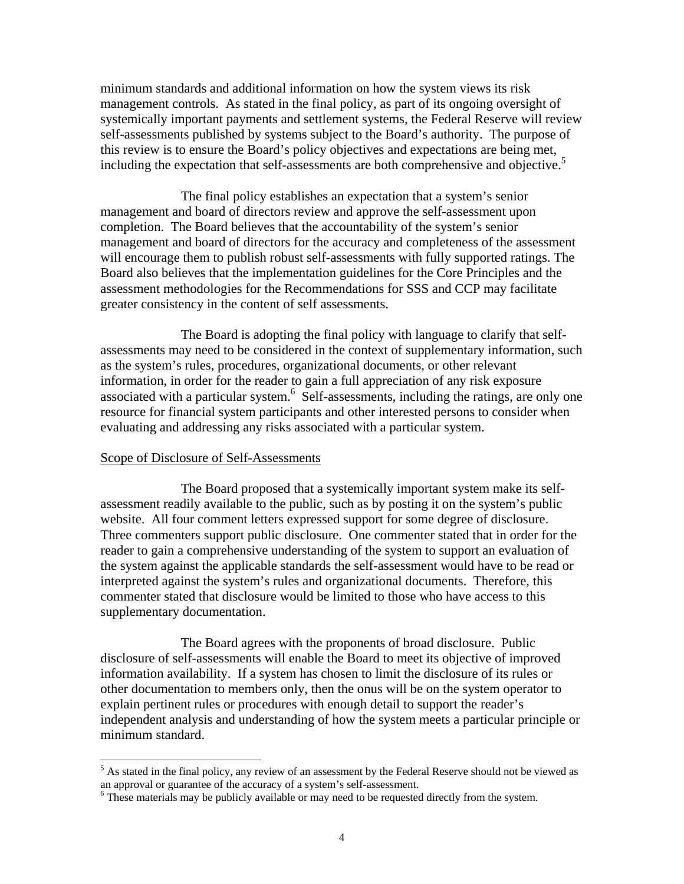minimum standards and additional information on how the system views its risk management controls. As stated in the final policy, as part of its ongoing oversight of systemically important payments and settlement systems, the Federal Reserve will review self-assessments published by systems subject to the Board's authority. The purpose of this review is to ensure the Board's policy objectives and expectations are being met, including the expectation that self-assessments are both comprehensive and objective.[5]

The final policy establishes an expectation that a system's senior management and board of directors review and approve the self-assessment upon completion. The Board believes that the accountability of the system's senior management and board of directors for the accuracy and completeness of the assessment will encourage them to publish robust self-assessments with fully supported ratings. The Board also believes that the implementation guidelines for the Core Principles and the assessment methodologies for the Recommendations for SSS and CCP may facilitate greater consistency in the content of self assessments.

The Board is adopting the final policy with language to clarify that self-assessments may need to be considered in the context of supplementary information, such as the system's rules, procedures, organizational documents, or other relevant information, in order for the reader to gain a full appreciation of any risk exposure associated with a particular system.[6] Self-assessments, including the ratings, are only one resource for financial system participants and other interested persons to consider when evaluating and addressing any risks associated with a particular system.

Scope of Disclosure of Self-Assessments

The Board proposed that a systemically important system make its self-assessment readily available to the public, such as by posting it on the system's public website. All four comment letters expressed support for some degree of disclosure. Three commenters support public disclosure. One commenter stated that in order for the reader to gain a comprehensive understanding of the system to support an evaluation of the system against the applicable standards the self-assessment would have to be read or interpreted against the system's rules and organizational documents. Therefore, this commenter stated that disclosure would be limited to those who have access to this supplementary documentation.

The Board agrees with the proponents of broad disclosure. Public disclosure of self-assessments will enable the Board to meet its objective of improved information availability. If a system has chosen to limit the disclosure of its rules or other documentation to members only, then the onus will be on the system operator to explain pertinent rules or procedures with enough detail to support the reader's independent analysis and understanding of how the system meets a particular principle or minimum standard.

[5] As stated in the final policy, any review of an assessment by the Federal Reserve should not be viewed as an approval or guarantee of the accuracy of a system's self-assessment.

[6] These materials may be publicly available or may need to be requested directly from the system.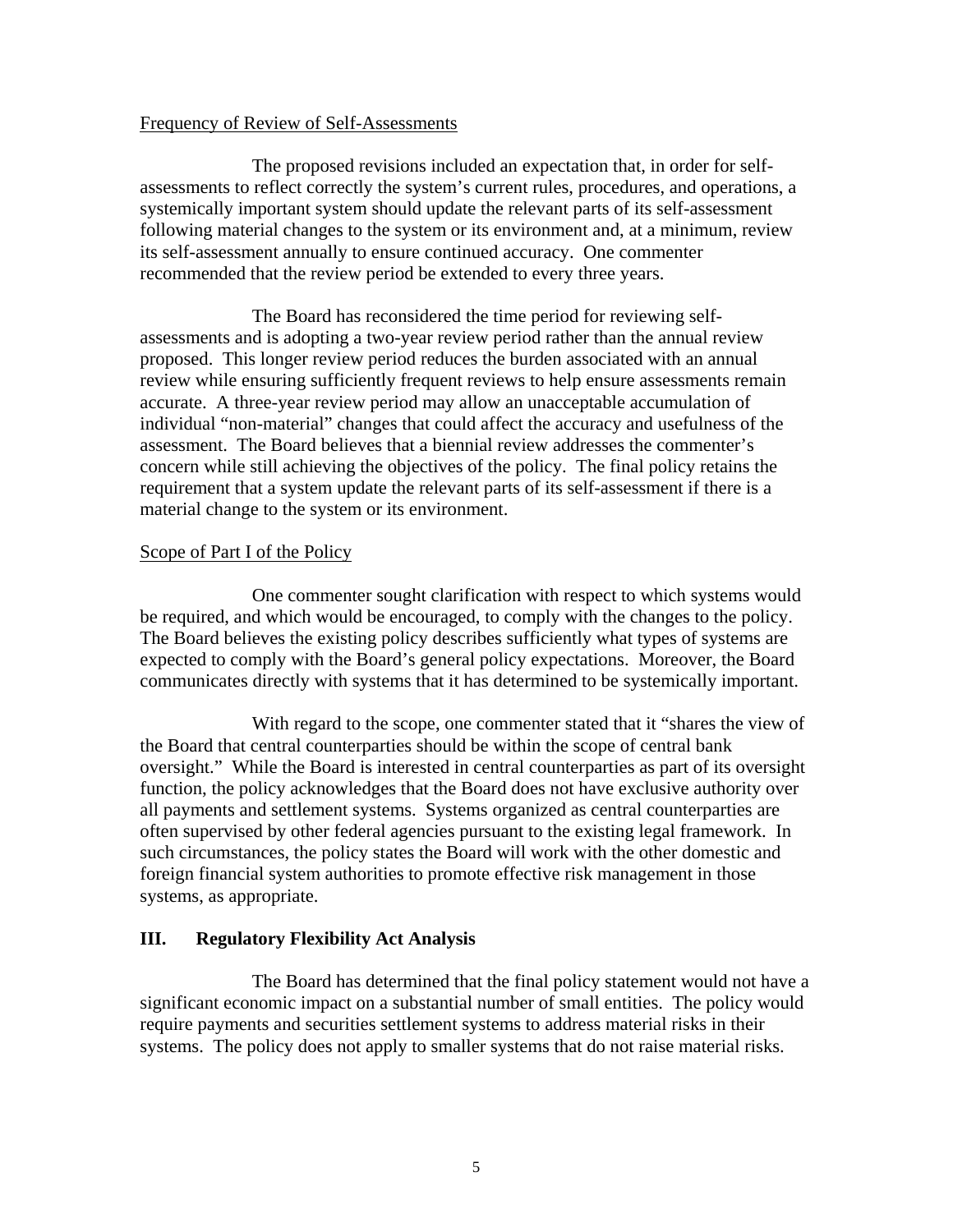Frequency of Review of Self-Assessments

The proposed revisions included an expectation that, in order for self-assessments to reflect correctly the system's current rules, procedures, and operations, a systemically important system should update the relevant parts of its self-assessment following material changes to the system or its environment and, at a minimum, review its self-assessment annually to ensure continued accuracy. One commenter recommended that the review period be extended to every three years.

The Board has reconsidered the time period for reviewing self-assessments and is adopting a two-year review period rather than the annual review proposed. This longer review period reduces the burden associated with an annual review while ensuring sufficiently frequent reviews to help ensure assessments remain accurate. A three-year review period may allow an unacceptable accumulation of individual "non-material" changes that could affect the accuracy and usefulness of the assessment. The Board believes that a biennial review addresses the commenter's concern while still achieving the objectives of the policy. The final policy retains the requirement that a system update the relevant parts of its self-assessment if there is a material change to the system or its environment.

Scope of Part I of the Policy

One commenter sought clarification with respect to which systems would be required, and which would be encouraged, to comply with the changes to the policy. The Board believes the existing policy describes sufficiently what types of systems are expected to comply with the Board's general policy expectations. Moreover, the Board communicates directly with systems that it has determined to be systemically important.

With regard to the scope, one commenter stated that it "shares the view of the Board that central counterparties should be within the scope of central bank oversight." While the Board is interested in central counterparties as part of its oversight function, the policy acknowledges that the Board does not have exclusive authority over all payments and settlement systems. Systems organized as central counterparties are often supervised by other federal agencies pursuant to the existing legal framework. In such circumstances, the policy states the Board will work with the other domestic and foreign financial system authorities to promote effective risk management in those systems, as appropriate.

## III. Regulatory Flexibility Act Analysis

The Board has determined that the final policy statement would not have a significant economic impact on a substantial number of small entities. The policy would require payments and securities settlement systems to address material risks in their systems. The policy does not apply to smaller systems that do not raise material risks.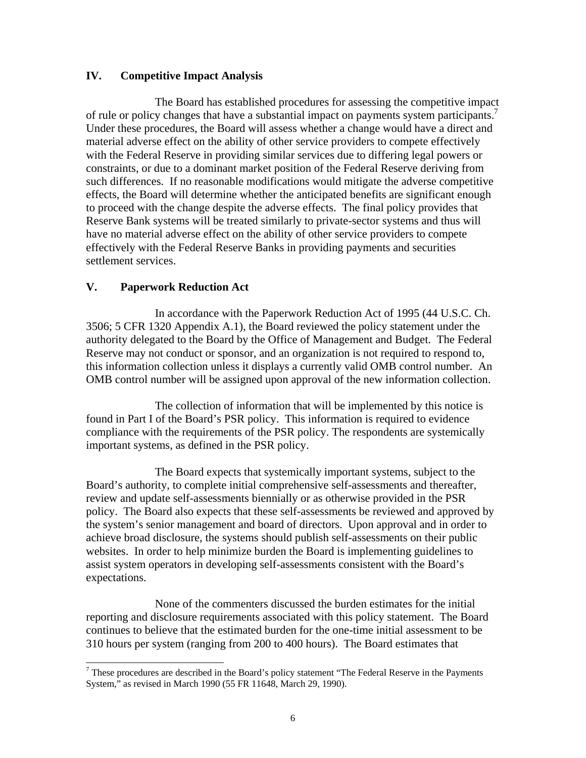## IV. Competitive Impact Analysis

The Board has established procedures for assessing the competitive impact of rule or policy changes that have a substantial impact on payments system participants.[7] Under these procedures, the Board will assess whether a change would have a direct and material adverse effect on the ability of other service providers to compete effectively with the Federal Reserve in providing similar services due to differing legal powers or constraints, or due to a dominant market position of the Federal Reserve deriving from such differences. If no reasonable modifications would mitigate the adverse competitive effects, the Board will determine whether the anticipated benefits are significant enough to proceed with the change despite the adverse effects. The final policy provides that Reserve Bank systems will be treated similarly to private-sector systems and thus will have no material adverse effect on the ability of other service providers to compete effectively with the Federal Reserve Banks in providing payments and securities settlement services.

## V. Paperwork Reduction Act

In accordance with the Paperwork Reduction Act of 1995 (44 U.S.C. Ch. 3506; 5 CFR 1320 Appendix A.1), the Board reviewed the policy statement under the authority delegated to the Board by the Office of Management and Budget. The Federal Reserve may not conduct or sponsor, and an organization is not required to respond to, this information collection unless it displays a currently valid OMB control number. An OMB control number will be assigned upon approval of the new information collection.

The collection of information that will be implemented by this notice is found in Part I of the Board's PSR policy. This information is required to evidence compliance with the requirements of the PSR policy. The respondents are systemically important systems, as defined in the PSR policy.

The Board expects that systemically important systems, subject to the Board's authority, to complete initial comprehensive self-assessments and thereafter, review and update self-assessments biennially or as otherwise provided in the PSR policy. The Board also expects that these self-assessments be reviewed and approved by the system's senior management and board of directors. Upon approval and in order to achieve broad disclosure, the systems should publish self-assessments on their public websites. In order to help minimize burden the Board is implementing guidelines to assist system operators in developing self-assessments consistent with the Board's expectations.

None of the commenters discussed the burden estimates for the initial reporting and disclosure requirements associated with this policy statement. The Board continues to believe that the estimated burden for the one-time initial assessment to be 310 hours per system (ranging from 200 to 400 hours). The Board estimates that

---

[7] These procedures are described in the Board's policy statement "The Federal Reserve in the Payments System," as revised in March 1990 (55 FR 11648, March 29, 1990).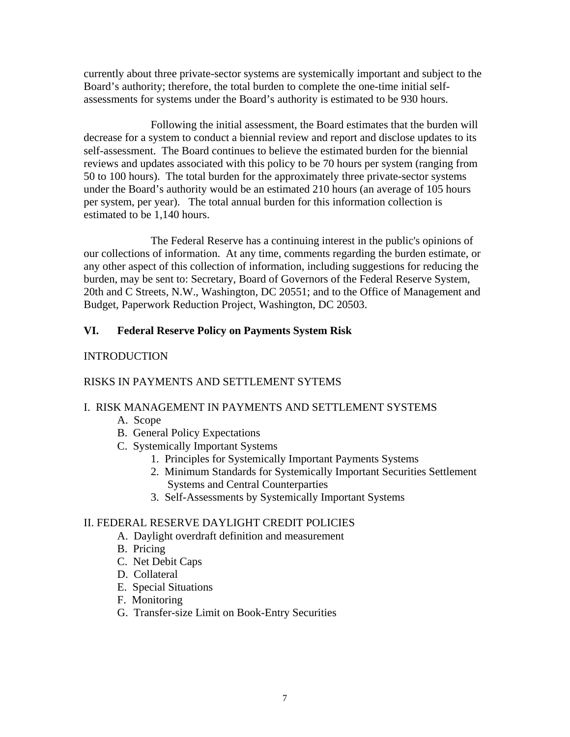currently about three private-sector systems are systemically important and subject to the Board's authority; therefore, the total burden to complete the one-time initial self-assessments for systems under the Board's authority is estimated to be 930 hours.

Following the initial assessment, the Board estimates that the burden will decrease for a system to conduct a biennial review and report and disclose updates to its self-assessment. The Board continues to believe the estimated burden for the biennial reviews and updates associated with this policy to be 70 hours per system (ranging from 50 to 100 hours). The total burden for the approximately three private-sector systems under the Board's authority would be an estimated 210 hours (an average of 105 hours per system, per year). The total annual burden for this information collection is estimated to be 1,140 hours.

The Federal Reserve has a continuing interest in the public's opinions of our collections of information. At any time, comments regarding the burden estimate, or any other aspect of this collection of information, including suggestions for reducing the burden, may be sent to: Secretary, Board of Governors of the Federal Reserve System, 20th and C Streets, N.W., Washington, DC 20551; and to the Office of Management and Budget, Paperwork Reduction Project, Washington, DC 20503.

## VI. Federal Reserve Policy on Payments System Risk

INTRODUCTION

RISKS IN PAYMENTS AND SETTLEMENT SYTEMS

I. RISK MANAGEMENT IN PAYMENTS AND SETTLEMENT SYSTEMS

- A. Scope
- B. General Policy Expectations
- C. Systemically Important Systems
  1. Principles for Systemically Important Payments Systems
  2. Minimum Standards for Systemically Important Securities Settlement Systems and Central Counterparties
  3. Self-Assessments by Systemically Important Systems

II. FEDERAL RESERVE DAYLIGHT CREDIT POLICIES

- A. Daylight overdraft definition and measurement
- B. Pricing
- C. Net Debit Caps
- D. Collateral
- E. Special Situations
- F. Monitoring
- G. Transfer-size Limit on Book-Entry Securities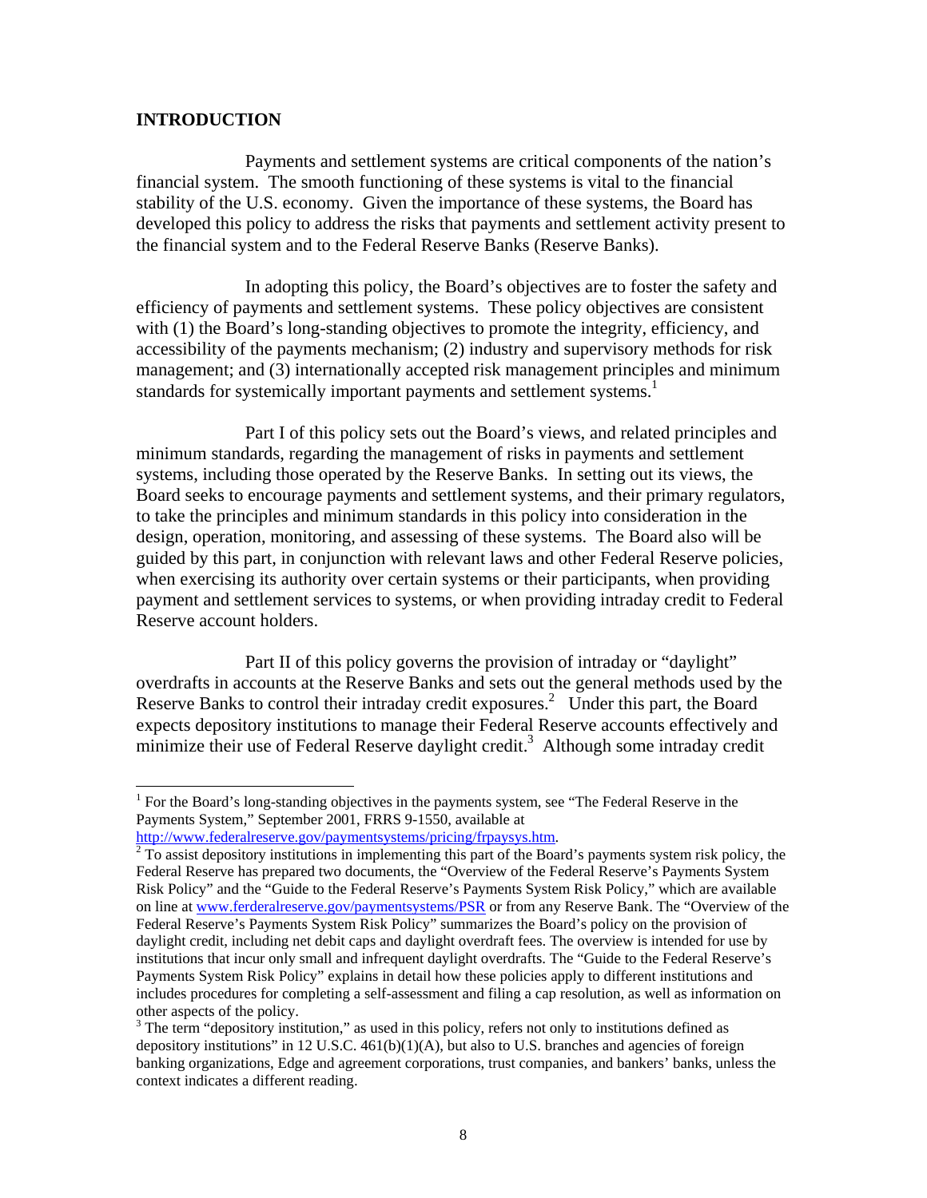## INTRODUCTION

Payments and settlement systems are critical components of the nation's financial system. The smooth functioning of these systems is vital to the financial stability of the U.S. economy. Given the importance of these systems, the Board has developed this policy to address the risks that payments and settlement activity present to the financial system and to the Federal Reserve Banks (Reserve Banks).

In adopting this policy, the Board's objectives are to foster the safety and efficiency of payments and settlement systems. These policy objectives are consistent with (1) the Board's long-standing objectives to promote the integrity, efficiency, and accessibility of the payments mechanism; (2) industry and supervisory methods for risk management; and (3) internationally accepted risk management principles and minimum standards for systemically important payments and settlement systems.[1]

Part I of this policy sets out the Board's views, and related principles and minimum standards, regarding the management of risks in payments and settlement systems, including those operated by the Reserve Banks. In setting out its views, the Board seeks to encourage payments and settlement systems, and their primary regulators, to take the principles and minimum standards in this policy into consideration in the design, operation, monitoring, and assessing of these systems. The Board also will be guided by this part, in conjunction with relevant laws and other Federal Reserve policies, when exercising its authority over certain systems or their participants, when providing payment and settlement services to systems, or when providing intraday credit to Federal Reserve account holders.

Part II of this policy governs the provision of intraday or "daylight" overdrafts in accounts at the Reserve Banks and sets out the general methods used by the Reserve Banks to control their intraday credit exposures.[2] Under this part, the Board expects depository institutions to manage their Federal Reserve accounts effectively and minimize their use of Federal Reserve daylight credit.[3] Although some intraday credit

---

[1] For the Board's long-standing objectives in the payments system, see "The Federal Reserve in the Payments System," September 2001, FRRS 9-1550, available at http://www.federalreserve.gov/paymentsystems/pricing/frpaysys.htm.

[2] To assist depository institutions in implementing this part of the Board's payments system risk policy, the Federal Reserve has prepared two documents, the "Overview of the Federal Reserve's Payments System Risk Policy" and the "Guide to the Federal Reserve's Payments System Risk Policy," which are available on line at www.ferderalreserve.gov/paymentsystems/PSR or from any Reserve Bank. The "Overview of the Federal Reserve's Payments System Risk Policy" summarizes the Board's policy on the provision of daylight credit, including net debit caps and daylight overdraft fees. The overview is intended for use by institutions that incur only small and infrequent daylight overdrafts. The "Guide to the Federal Reserve's Payments System Risk Policy" explains in detail how these policies apply to different institutions and includes procedures for completing a self-assessment and filing a cap resolution, as well as information on other aspects of the policy.

[3] The term "depository institution," as used in this policy, refers not only to institutions defined as depository institutions" in 12 U.S.C. 461(b)(1)(A), but also to U.S. branches and agencies of foreign banking organizations, Edge and agreement corporations, trust companies, and bankers' banks, unless the context indicates a different reading.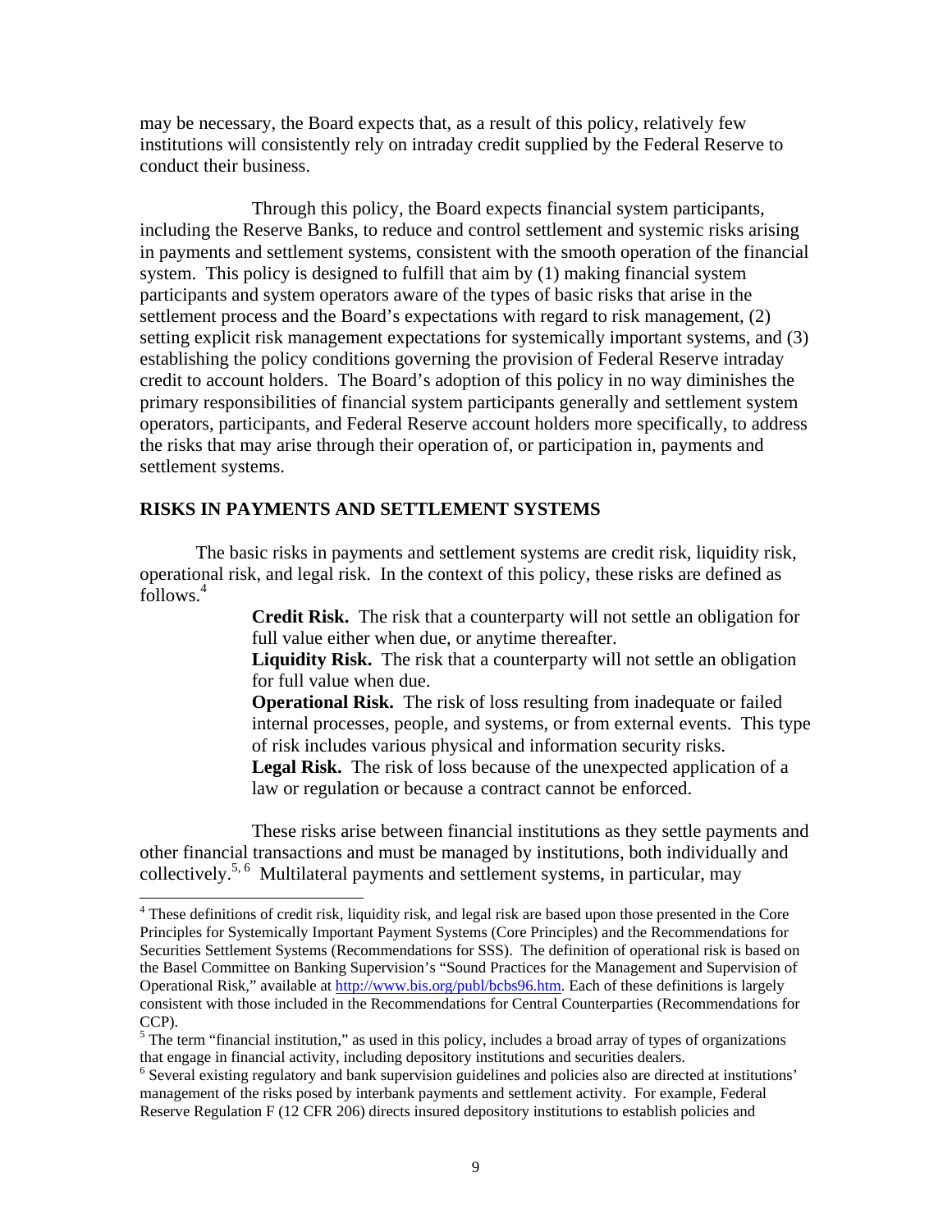may be necessary, the Board expects that, as a result of this policy, relatively few institutions will consistently rely on intraday credit supplied by the Federal Reserve to conduct their business.

Through this policy, the Board expects financial system participants, including the Reserve Banks, to reduce and control settlement and systemic risks arising in payments and settlement systems, consistent with the smooth operation of the financial system. This policy is designed to fulfill that aim by (1) making financial system participants and system operators aware of the types of basic risks that arise in the settlement process and the Board's expectations with regard to risk management, (2) setting explicit risk management expectations for systemically important systems, and (3) establishing the policy conditions governing the provision of Federal Reserve intraday credit to account holders. The Board's adoption of this policy in no way diminishes the primary responsibilities of financial system participants generally and settlement system operators, participants, and Federal Reserve account holders more specifically, to address the risks that may arise through their operation of, or participation in, payments and settlement systems.

## RISKS IN PAYMENTS AND SETTLEMENT SYSTEMS

The basic risks in payments and settlement systems are credit risk, liquidity risk, operational risk, and legal risk. In the context of this policy, these risks are defined as follows.[4]

> **Credit Risk.** The risk that a counterparty will not settle an obligation for full value either when due, or anytime thereafter.
>
> **Liquidity Risk.** The risk that a counterparty will not settle an obligation for full value when due.
>
> **Operational Risk.** The risk of loss resulting from inadequate or failed internal processes, people, and systems, or from external events. This type of risk includes various physical and information security risks.
>
> **Legal Risk.** The risk of loss because of the unexpected application of a law or regulation or because a contract cannot be enforced.

These risks arise between financial institutions as they settle payments and other financial transactions and must be managed by institutions, both individually and collectively.[5, 6] Multilateral payments and settlement systems, in particular, may

---

[4] These definitions of credit risk, liquidity risk, and legal risk are based upon those presented in the Core Principles for Systemically Important Payment Systems (Core Principles) and the Recommendations for Securities Settlement Systems (Recommendations for SSS). The definition of operational risk is based on the Basel Committee on Banking Supervision's "Sound Practices for the Management and Supervision of Operational Risk," available at http://www.bis.org/publ/bcbs96.htm. Each of these definitions is largely consistent with those included in the Recommendations for Central Counterparties (Recommendations for CCP).

[5] The term "financial institution," as used in this policy, includes a broad array of types of organizations that engage in financial activity, including depository institutions and securities dealers.

[6] Several existing regulatory and bank supervision guidelines and policies also are directed at institutions' management of the risks posed by interbank payments and settlement activity. For example, Federal Reserve Regulation F (12 CFR 206) directs insured depository institutions to establish policies and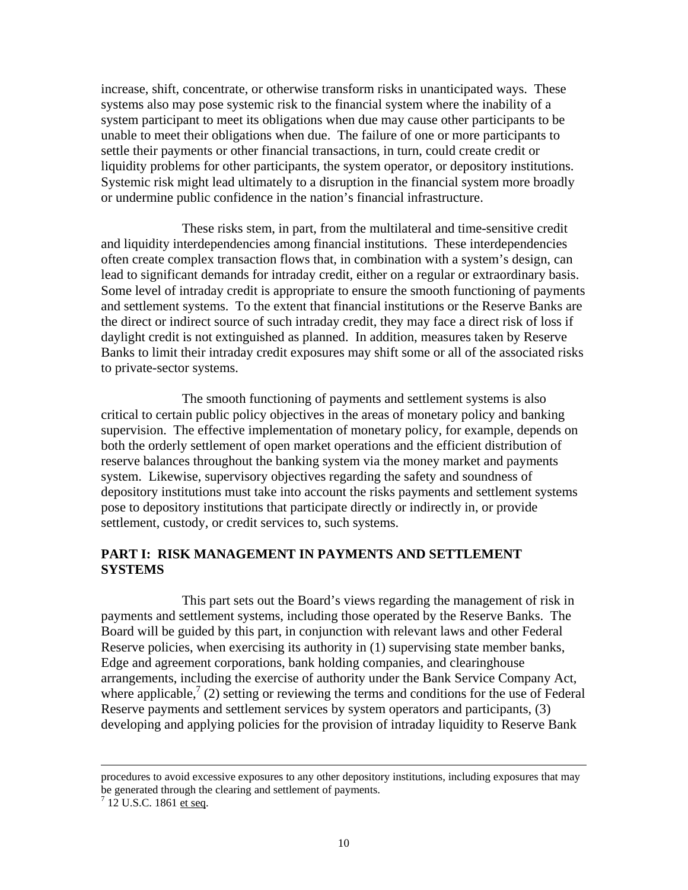increase, shift, concentrate, or otherwise transform risks in unanticipated ways. These systems also may pose systemic risk to the financial system where the inability of a system participant to meet its obligations when due may cause other participants to be unable to meet their obligations when due. The failure of one or more participants to settle their payments or other financial transactions, in turn, could create credit or liquidity problems for other participants, the system operator, or depository institutions. Systemic risk might lead ultimately to a disruption in the financial system more broadly or undermine public confidence in the nation's financial infrastructure.

These risks stem, in part, from the multilateral and time-sensitive credit and liquidity interdependencies among financial institutions. These interdependencies often create complex transaction flows that, in combination with a system's design, can lead to significant demands for intraday credit, either on a regular or extraordinary basis. Some level of intraday credit is appropriate to ensure the smooth functioning of payments and settlement systems. To the extent that financial institutions or the Reserve Banks are the direct or indirect source of such intraday credit, they may face a direct risk of loss if daylight credit is not extinguished as planned. In addition, measures taken by Reserve Banks to limit their intraday credit exposures may shift some or all of the associated risks to private-sector systems.

The smooth functioning of payments and settlement systems is also critical to certain public policy objectives in the areas of monetary policy and banking supervision. The effective implementation of monetary policy, for example, depends on both the orderly settlement of open market operations and the efficient distribution of reserve balances throughout the banking system via the money market and payments system. Likewise, supervisory objectives regarding the safety and soundness of depository institutions must take into account the risks payments and settlement systems pose to depository institutions that participate directly or indirectly in, or provide settlement, custody, or credit services to, such systems.

## PART I: RISK MANAGEMENT IN PAYMENTS AND SETTLEMENT SYSTEMS

This part sets out the Board's views regarding the management of risk in payments and settlement systems, including those operated by the Reserve Banks. The Board will be guided by this part, in conjunction with relevant laws and other Federal Reserve policies, when exercising its authority in (1) supervising state member banks, Edge and agreement corporations, bank holding companies, and clearinghouse arrangements, including the exercise of authority under the Bank Service Company Act, where applicable,[7] (2) setting or reviewing the terms and conditions for the use of Federal Reserve payments and settlement services by system operators and participants, (3) developing and applying policies for the provision of intraday liquidity to Reserve Bank

---

procedures to avoid excessive exposures to any other depository institutions, including exposures that may be generated through the clearing and settlement of payments.

[7] 12 U.S.C. 1861 et seq.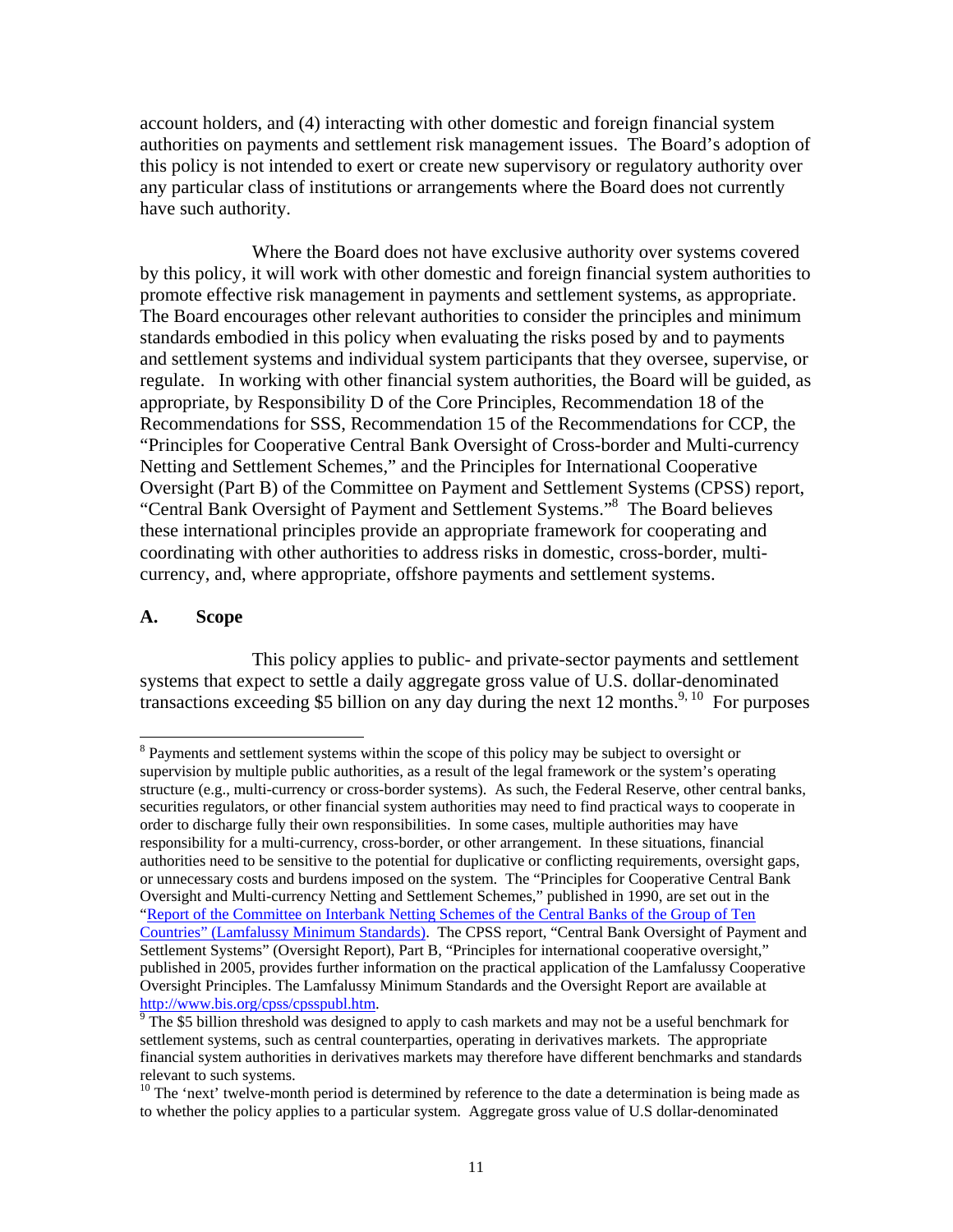account holders, and (4) interacting with other domestic and foreign financial system authorities on payments and settlement risk management issues. The Board's adoption of this policy is not intended to exert or create new supervisory or regulatory authority over any particular class of institutions or arrangements where the Board does not currently have such authority.

Where the Board does not have exclusive authority over systems covered by this policy, it will work with other domestic and foreign financial system authorities to promote effective risk management in payments and settlement systems, as appropriate. The Board encourages other relevant authorities to consider the principles and minimum standards embodied in this policy when evaluating the risks posed by and to payments and settlement systems and individual system participants that they oversee, supervise, or regulate. In working with other financial system authorities, the Board will be guided, as appropriate, by Responsibility D of the Core Principles, Recommendation 18 of the Recommendations for SSS, Recommendation 15 of the Recommendations for CCP, the "Principles for Cooperative Central Bank Oversight of Cross-border and Multi-currency Netting and Settlement Schemes," and the Principles for International Cooperative Oversight (Part B) of the Committee on Payment and Settlement Systems (CPSS) report, "Central Bank Oversight of Payment and Settlement Systems."[8] The Board believes these international principles provide an appropriate framework for cooperating and coordinating with other authorities to address risks in domestic, cross-border, multi-currency, and, where appropriate, offshore payments and settlement systems.

## A. Scope

This policy applies to public- and private-sector payments and settlement systems that expect to settle a daily aggregate gross value of U.S. dollar-denominated transactions exceeding $5 billion on any day during the next 12 months.[9, 10] For purposes

---

[8] Payments and settlement systems within the scope of this policy may be subject to oversight or supervision by multiple public authorities, as a result of the legal framework or the system's operating structure (e.g., multi-currency or cross-border systems). As such, the Federal Reserve, other central banks, securities regulators, or other financial system authorities may need to find practical ways to cooperate in order to discharge fully their own responsibilities. In some cases, multiple authorities may have responsibility for a multi-currency, cross-border, or other arrangement. In these situations, financial authorities need to be sensitive to the potential for duplicative or conflicting requirements, oversight gaps, or unnecessary costs and burdens imposed on the system. The "Principles for Cooperative Central Bank Oversight and Multi-currency Netting and Settlement Schemes," published in 1990, are set out in the "Report of the Committee on Interbank Netting Schemes of the Central Banks of the Group of Ten Countries" (Lamfalussy Minimum Standards). The CPSS report, "Central Bank Oversight of Payment and Settlement Systems" (Oversight Report), Part B, "Principles for international cooperative oversight," published in 2005, provides further information on the practical application of the Lamfalussy Cooperative Oversight Principles. The Lamfalussy Minimum Standards and the Oversight Report are available at http://www.bis.org/cpss/cpsspubl.htm.

[9] The $5 billion threshold was designed to apply to cash markets and may not be a useful benchmark for settlement systems, such as central counterparties, operating in derivatives markets. The appropriate financial system authorities in derivatives markets may therefore have different benchmarks and standards relevant to such systems.

[10] The 'next' twelve-month period is determined by reference to the date a determination is being made as to whether the policy applies to a particular system. Aggregate gross value of U.S dollar-denominated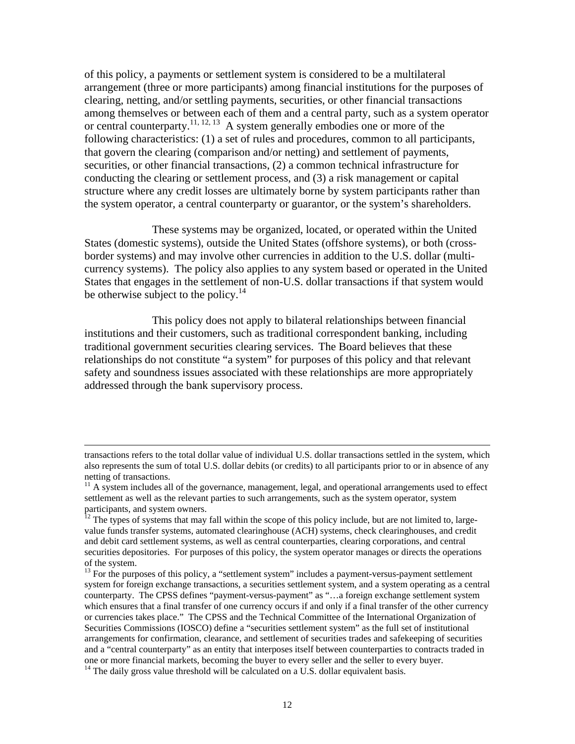of this policy, a payments or settlement system is considered to be a multilateral arrangement (three or more participants) among financial institutions for the purposes of clearing, netting, and/or settling payments, securities, or other financial transactions among themselves or between each of them and a central party, such as a system operator or central counterparty.[11, 12, 13] A system generally embodies one or more of the following characteristics: (1) a set of rules and procedures, common to all participants, that govern the clearing (comparison and/or netting) and settlement of payments, securities, or other financial transactions, (2) a common technical infrastructure for conducting the clearing or settlement process, and (3) a risk management or capital structure where any credit losses are ultimately borne by system participants rather than the system operator, a central counterparty or guarantor, or the system's shareholders.

These systems may be organized, located, or operated within the United States (domestic systems), outside the United States (offshore systems), or both (cross-border systems) and may involve other currencies in addition to the U.S. dollar (multi-currency systems). The policy also applies to any system based or operated in the United States that engages in the settlement of non-U.S. dollar transactions if that system would be otherwise subject to the policy.[14]

This policy does not apply to bilateral relationships between financial institutions and their customers, such as traditional correspondent banking, including traditional government securities clearing services. The Board believes that these relationships do not constitute "a system" for purposes of this policy and that relevant safety and soundness issues associated with these relationships are more appropriately addressed through the bank supervisory process.

---

transactions refers to the total dollar value of individual U.S. dollar transactions settled in the system, which also represents the sum of total U.S. dollar debits (or credits) to all participants prior to or in absence of any netting of transactions.

[11] A system includes all of the governance, management, legal, and operational arrangements used to effect settlement as well as the relevant parties to such arrangements, such as the system operator, system participants, and system owners.

[12] The types of systems that may fall within the scope of this policy include, but are not limited to, large-value funds transfer systems, automated clearinghouse (ACH) systems, check clearinghouses, and credit and debit card settlement systems, as well as central counterparties, clearing corporations, and central securities depositories. For purposes of this policy, the system operator manages or directs the operations of the system.

[13] For the purposes of this policy, a "settlement system" includes a payment-versus-payment settlement system for foreign exchange transactions, a securities settlement system, and a system operating as a central counterparty. The CPSS defines "payment-versus-payment" as "…a foreign exchange settlement system which ensures that a final transfer of one currency occurs if and only if a final transfer of the other currency or currencies takes place." The CPSS and the Technical Committee of the International Organization of Securities Commissions (IOSCO) define a "securities settlement system" as the full set of institutional arrangements for confirmation, clearance, and settlement of securities trades and safekeeping of securities and a "central counterparty" as an entity that interposes itself between counterparties to contracts traded in one or more financial markets, becoming the buyer to every seller and the seller to every buyer.

[14] The daily gross value threshold will be calculated on a U.S. dollar equivalent basis.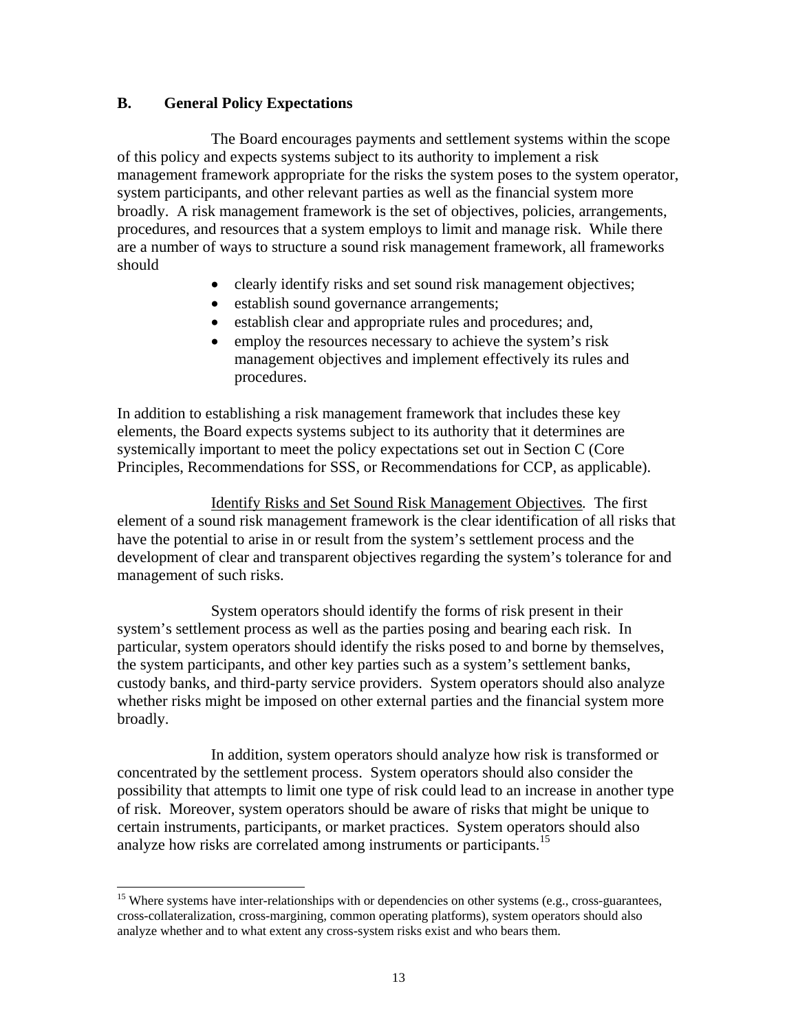## B. General Policy Expectations

The Board encourages payments and settlement systems within the scope of this policy and expects systems subject to its authority to implement a risk management framework appropriate for the risks the system poses to the system operator, system participants, and other relevant parties as well as the financial system more broadly. A risk management framework is the set of objectives, policies, arrangements, procedures, and resources that a system employs to limit and manage risk. While there are a number of ways to structure a sound risk management framework, all frameworks should

- clearly identify risks and set sound risk management objectives;
- establish sound governance arrangements;
- establish clear and appropriate rules and procedures; and,
- employ the resources necessary to achieve the system's risk management objectives and implement effectively its rules and procedures.

In addition to establishing a risk management framework that includes these key elements, the Board expects systems subject to its authority that it determines are systemically important to meet the policy expectations set out in Section C (Core Principles, Recommendations for SSS, or Recommendations for CCP, as applicable).

<u>Identify Risks and Set Sound Risk Management Objectives</u>. The first element of a sound risk management framework is the clear identification of all risks that have the potential to arise in or result from the system's settlement process and the development of clear and transparent objectives regarding the system's tolerance for and management of such risks.

System operators should identify the forms of risk present in their system's settlement process as well as the parties posing and bearing each risk. In particular, system operators should identify the risks posed to and borne by themselves, the system participants, and other key parties such as a system's settlement banks, custody banks, and third-party service providers. System operators should also analyze whether risks might be imposed on other external parties and the financial system more broadly.

In addition, system operators should analyze how risk is transformed or concentrated by the settlement process. System operators should also consider the possibility that attempts to limit one type of risk could lead to an increase in another type of risk. Moreover, system operators should be aware of risks that might be unique to certain instruments, participants, or market practices. System operators should also analyze how risks are correlated among instruments or participants.[15]

[15] Where systems have inter-relationships with or dependencies on other systems (e.g., cross-guarantees, cross-collateralization, cross-margining, common operating platforms), system operators should also analyze whether and to what extent any cross-system risks exist and who bears them.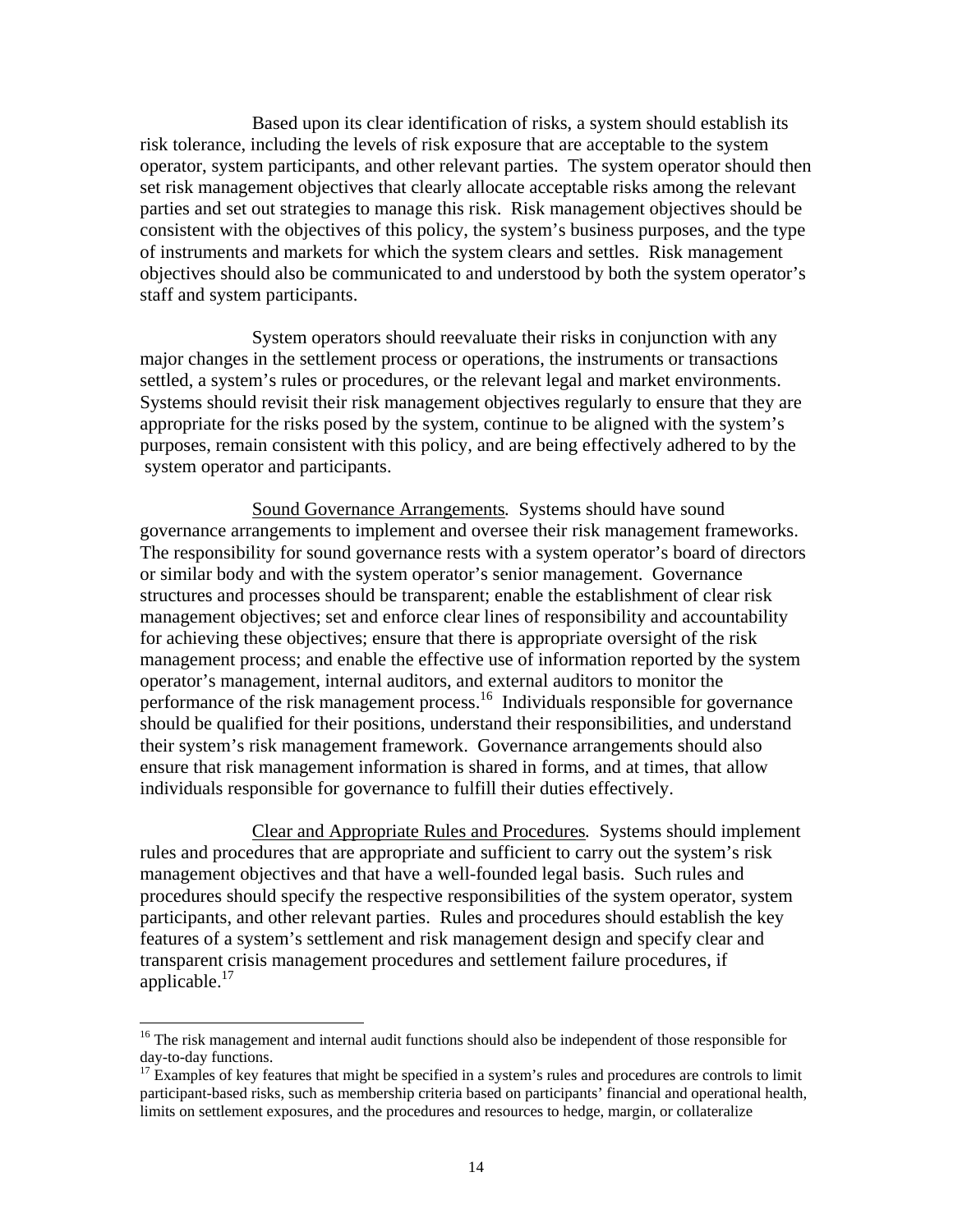Based upon its clear identification of risks, a system should establish its risk tolerance, including the levels of risk exposure that are acceptable to the system operator, system participants, and other relevant parties. The system operator should then set risk management objectives that clearly allocate acceptable risks among the relevant parties and set out strategies to manage this risk. Risk management objectives should be consistent with the objectives of this policy, the system's business purposes, and the type of instruments and markets for which the system clears and settles. Risk management objectives should also be communicated to and understood by both the system operator's staff and system participants.

System operators should reevaluate their risks in conjunction with any major changes in the settlement process or operations, the instruments or transactions settled, a system's rules or procedures, or the relevant legal and market environments. Systems should revisit their risk management objectives regularly to ensure that they are appropriate for the risks posed by the system, continue to be aligned with the system's purposes, remain consistent with this policy, and are being effectively adhered to by the system operator and participants.

<u>Sound Governance Arrangements</u>. Systems should have sound governance arrangements to implement and oversee their risk management frameworks. The responsibility for sound governance rests with a system operator's board of directors or similar body and with the system operator's senior management. Governance structures and processes should be transparent; enable the establishment of clear risk management objectives; set and enforce clear lines of responsibility and accountability for achieving these objectives; ensure that there is appropriate oversight of the risk management process; and enable the effective use of information reported by the system operator's management, internal auditors, and external auditors to monitor the performance of the risk management process.[16] Individuals responsible for governance should be qualified for their positions, understand their responsibilities, and understand their system's risk management framework. Governance arrangements should also ensure that risk management information is shared in forms, and at times, that allow individuals responsible for governance to fulfill their duties effectively.

<u>Clear and Appropriate Rules and Procedures</u>. Systems should implement rules and procedures that are appropriate and sufficient to carry out the system's risk management objectives and that have a well-founded legal basis. Such rules and procedures should specify the respective responsibilities of the system operator, system participants, and other relevant parties. Rules and procedures should establish the key features of a system's settlement and risk management design and specify clear and transparent crisis management procedures and settlement failure procedures, if applicable.[17]

---

[16] The risk management and internal audit functions should also be independent of those responsible for day-to-day functions.

[17] Examples of key features that might be specified in a system's rules and procedures are controls to limit participant-based risks, such as membership criteria based on participants' financial and operational health, limits on settlement exposures, and the procedures and resources to hedge, margin, or collateralize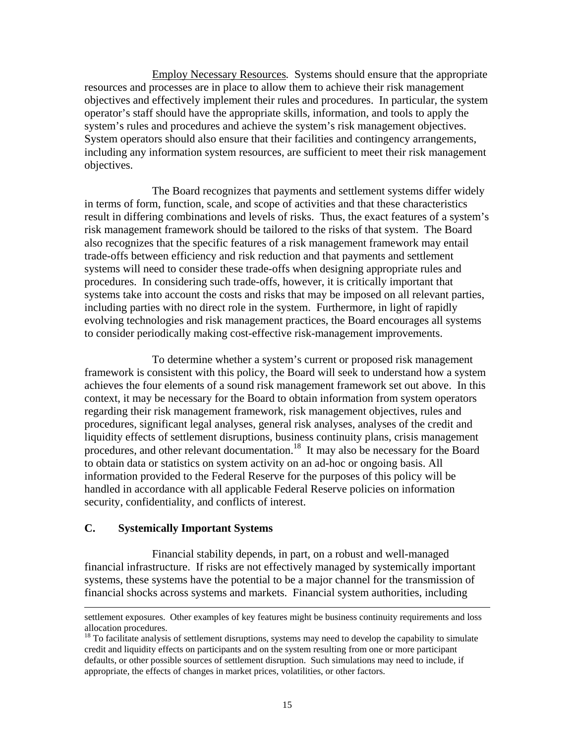Employ Necessary Resources. Systems should ensure that the appropriate resources and processes are in place to allow them to achieve their risk management objectives and effectively implement their rules and procedures. In particular, the system operator's staff should have the appropriate skills, information, and tools to apply the system's rules and procedures and achieve the system's risk management objectives. System operators should also ensure that their facilities and contingency arrangements, including any information system resources, are sufficient to meet their risk management objectives.

The Board recognizes that payments and settlement systems differ widely in terms of form, function, scale, and scope of activities and that these characteristics result in differing combinations and levels of risks. Thus, the exact features of a system's risk management framework should be tailored to the risks of that system. The Board also recognizes that the specific features of a risk management framework may entail trade-offs between efficiency and risk reduction and that payments and settlement systems will need to consider these trade-offs when designing appropriate rules and procedures. In considering such trade-offs, however, it is critically important that systems take into account the costs and risks that may be imposed on all relevant parties, including parties with no direct role in the system. Furthermore, in light of rapidly evolving technologies and risk management practices, the Board encourages all systems to consider periodically making cost-effective risk-management improvements.

To determine whether a system's current or proposed risk management framework is consistent with this policy, the Board will seek to understand how a system achieves the four elements of a sound risk management framework set out above. In this context, it may be necessary for the Board to obtain information from system operators regarding their risk management framework, risk management objectives, rules and procedures, significant legal analyses, general risk analyses, analyses of the credit and liquidity effects of settlement disruptions, business continuity plans, crisis management procedures, and other relevant documentation.[18] It may also be necessary for the Board to obtain data or statistics on system activity on an ad-hoc or ongoing basis. All information provided to the Federal Reserve for the purposes of this policy will be handled in accordance with all applicable Federal Reserve policies on information security, confidentiality, and conflicts of interest.

## C. Systemically Important Systems

Financial stability depends, in part, on a robust and well-managed financial infrastructure. If risks are not effectively managed by systemically important systems, these systems have the potential to be a major channel for the transmission of financial shocks across systems and markets. Financial system authorities, including

---

settlement exposures. Other examples of key features might be business continuity requirements and loss allocation procedures.

[18] To facilitate analysis of settlement disruptions, systems may need to develop the capability to simulate credit and liquidity effects on participants and on the system resulting from one or more participant defaults, or other possible sources of settlement disruption. Such simulations may need to include, if appropriate, the effects of changes in market prices, volatilities, or other factors.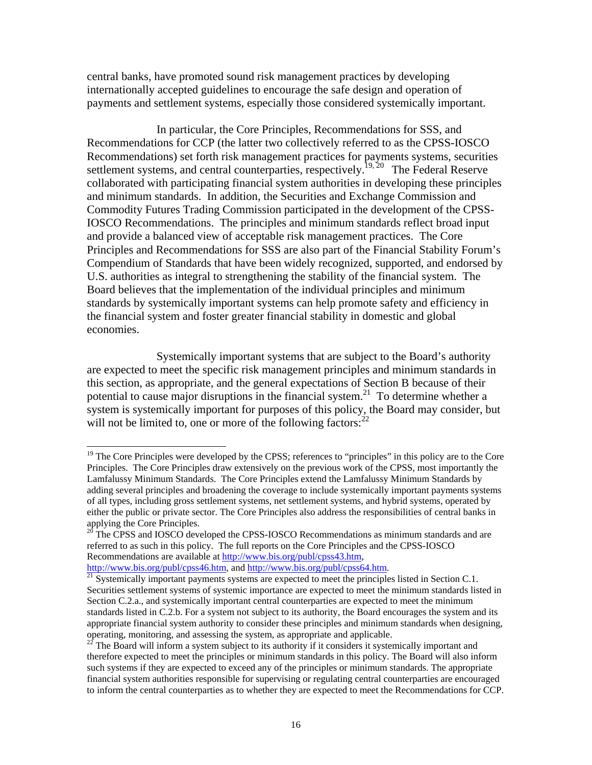central banks, have promoted sound risk management practices by developing internationally accepted guidelines to encourage the safe design and operation of payments and settlement systems, especially those considered systemically important.

In particular, the Core Principles, Recommendations for SSS, and Recommendations for CCP (the latter two collectively referred to as the CPSS-IOSCO Recommendations) set forth risk management practices for payments systems, securities settlement systems, and central counterparties, respectively.[19, 20] The Federal Reserve collaborated with participating financial system authorities in developing these principles and minimum standards. In addition, the Securities and Exchange Commission and Commodity Futures Trading Commission participated in the development of the CPSS-IOSCO Recommendations. The principles and minimum standards reflect broad input and provide a balanced view of acceptable risk management practices. The Core Principles and Recommendations for SSS are also part of the Financial Stability Forum's Compendium of Standards that have been widely recognized, supported, and endorsed by U.S. authorities as integral to strengthening the stability of the financial system. The Board believes that the implementation of the individual principles and minimum standards by systemically important systems can help promote safety and efficiency in the financial system and foster greater financial stability in domestic and global economies.

Systemically important systems that are subject to the Board's authority are expected to meet the specific risk management principles and minimum standards in this section, as appropriate, and the general expectations of Section B because of their potential to cause major disruptions in the financial system.[21] To determine whether a system is systemically important for purposes of this policy, the Board may consider, but will not be limited to, one or more of the following factors:[22]

---

[19] The Core Principles were developed by the CPSS; references to "principles" in this policy are to the Core Principles. The Core Principles draw extensively on the previous work of the CPSS, most importantly the Lamfalussy Minimum Standards. The Core Principles extend the Lamfalussy Minimum Standards by adding several principles and broadening the coverage to include systemically important payments systems of all types, including gross settlement systems, net settlement systems, and hybrid systems, operated by either the public or private sector. The Core Principles also address the responsibilities of central banks in applying the Core Principles.

[20] The CPSS and IOSCO developed the CPSS-IOSCO Recommendations as minimum standards and are referred to as such in this policy. The full reports on the Core Principles and the CPSS-IOSCO Recommendations are available at http://www.bis.org/publ/cpss43.htm, http://www.bis.org/publ/cpss46.htm, and http://www.bis.org/publ/cpss64.htm.

[21] Systemically important payments systems are expected to meet the principles listed in Section C.1. Securities settlement systems of systemic importance are expected to meet the minimum standards listed in Section C.2.a., and systemically important central counterparties are expected to meet the minimum standards listed in C.2.b. For a system not subject to its authority, the Board encourages the system and its appropriate financial system authority to consider these principles and minimum standards when designing, operating, monitoring, and assessing the system, as appropriate and applicable.

[22] The Board will inform a system subject to its authority if it considers it systemically important and therefore expected to meet the principles or minimum standards in this policy. The Board will also inform such systems if they are expected to exceed any of the principles or minimum standards. The appropriate financial system authorities responsible for supervising or regulating central counterparties are encouraged to inform the central counterparties as to whether they are expected to meet the Recommendations for CCP.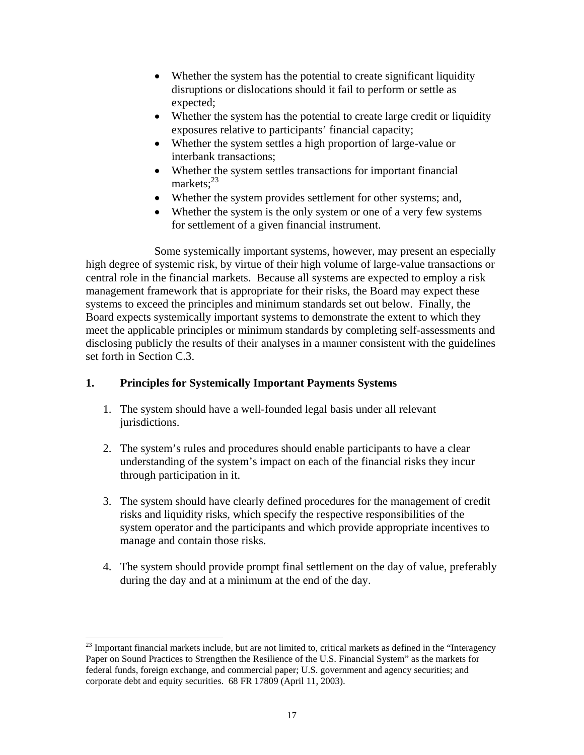- Whether the system has the potential to create significant liquidity disruptions or dislocations should it fail to perform or settle as expected;
- Whether the system has the potential to create large credit or liquidity exposures relative to participants' financial capacity;
- Whether the system settles a high proportion of large-value or interbank transactions;
- Whether the system settles transactions for important financial markets;[23]
- Whether the system provides settlement for other systems; and,
- Whether the system is the only system or one of a very few systems for settlement of a given financial instrument.

Some systemically important systems, however, may present an especially high degree of systemic risk, by virtue of their high volume of large-value transactions or central role in the financial markets. Because all systems are expected to employ a risk management framework that is appropriate for their risks, the Board may expect these systems to exceed the principles and minimum standards set out below. Finally, the Board expects systemically important systems to demonstrate the extent to which they meet the applicable principles or minimum standards by completing self-assessments and disclosing publicly the results of their analyses in a manner consistent with the guidelines set forth in Section C.3.

## 1. Principles for Systemically Important Payments Systems

1. The system should have a well-founded legal basis under all relevant jurisdictions.

2. The system's rules and procedures should enable participants to have a clear understanding of the system's impact on each of the financial risks they incur through participation in it.

3. The system should have clearly defined procedures for the management of credit risks and liquidity risks, which specify the respective responsibilities of the system operator and the participants and which provide appropriate incentives to manage and contain those risks.

4. The system should provide prompt final settlement on the day of value, preferably during the day and at a minimum at the end of the day.

---

[23] Important financial markets include, but are not limited to, critical markets as defined in the "Interagency Paper on Sound Practices to Strengthen the Resilience of the U.S. Financial System" as the markets for federal funds, foreign exchange, and commercial paper; U.S. government and agency securities; and corporate debt and equity securities. 68 FR 17809 (April 11, 2003).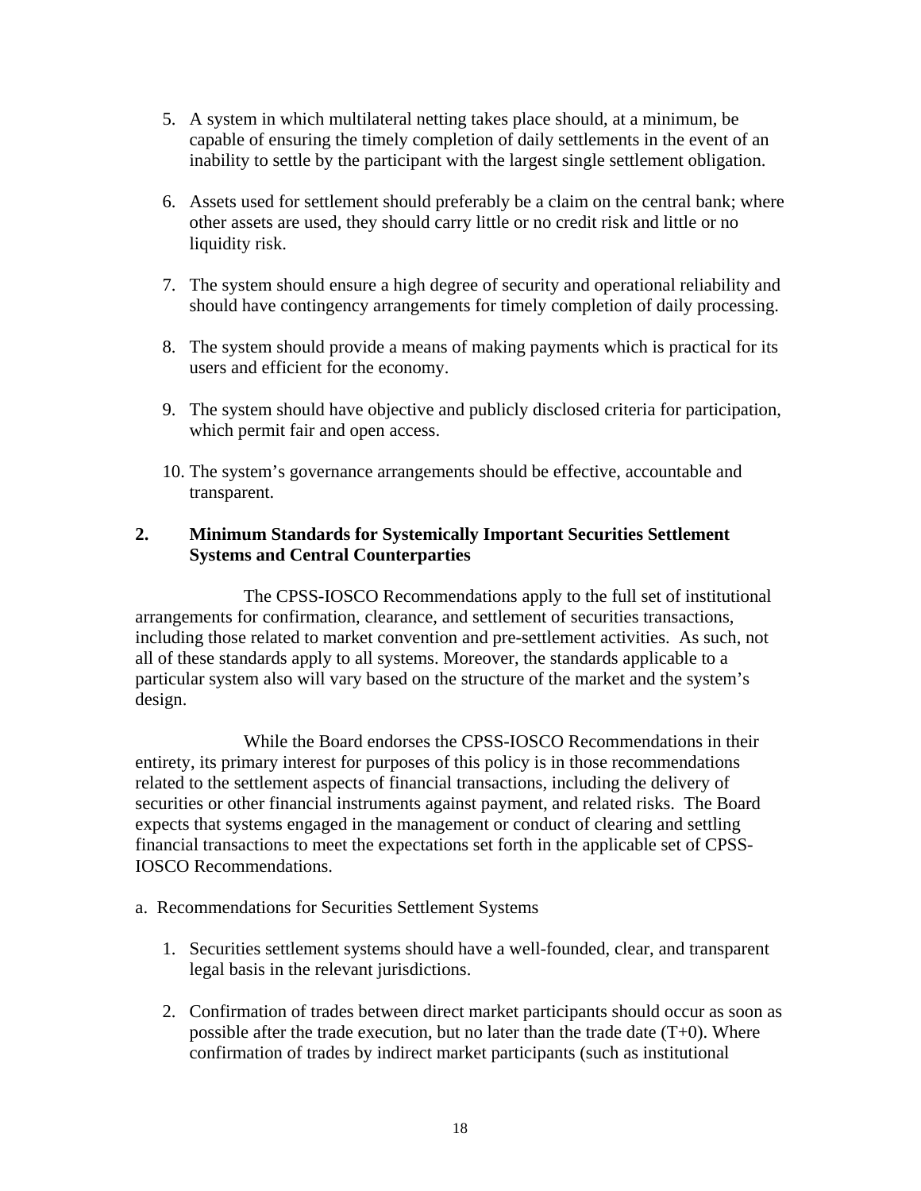5. A system in which multilateral netting takes place should, at a minimum, be capable of ensuring the timely completion of daily settlements in the event of an inability to settle by the participant with the largest single settlement obligation.

6. Assets used for settlement should preferably be a claim on the central bank; where other assets are used, they should carry little or no credit risk and little or no liquidity risk.

7. The system should ensure a high degree of security and operational reliability and should have contingency arrangements for timely completion of daily processing.

8. The system should provide a means of making payments which is practical for its users and efficient for the economy.

9. The system should have objective and publicly disclosed criteria for participation, which permit fair and open access.

10. The system's governance arrangements should be effective, accountable and transparent.

## 2. Minimum Standards for Systemically Important Securities Settlement Systems and Central Counterparties

The CPSS-IOSCO Recommendations apply to the full set of institutional arrangements for confirmation, clearance, and settlement of securities transactions, including those related to market convention and pre-settlement activities. As such, not all of these standards apply to all systems. Moreover, the standards applicable to a particular system also will vary based on the structure of the market and the system's design.

While the Board endorses the CPSS-IOSCO Recommendations in their entirety, its primary interest for purposes of this policy is in those recommendations related to the settlement aspects of financial transactions, including the delivery of securities or other financial instruments against payment, and related risks. The Board expects that systems engaged in the management or conduct of clearing and settling financial transactions to meet the expectations set forth in the applicable set of CPSS-IOSCO Recommendations.

a. Recommendations for Securities Settlement Systems

1. Securities settlement systems should have a well-founded, clear, and transparent legal basis in the relevant jurisdictions.

2. Confirmation of trades between direct market participants should occur as soon as possible after the trade execution, but no later than the trade date (T+0). Where confirmation of trades by indirect market participants (such as institutional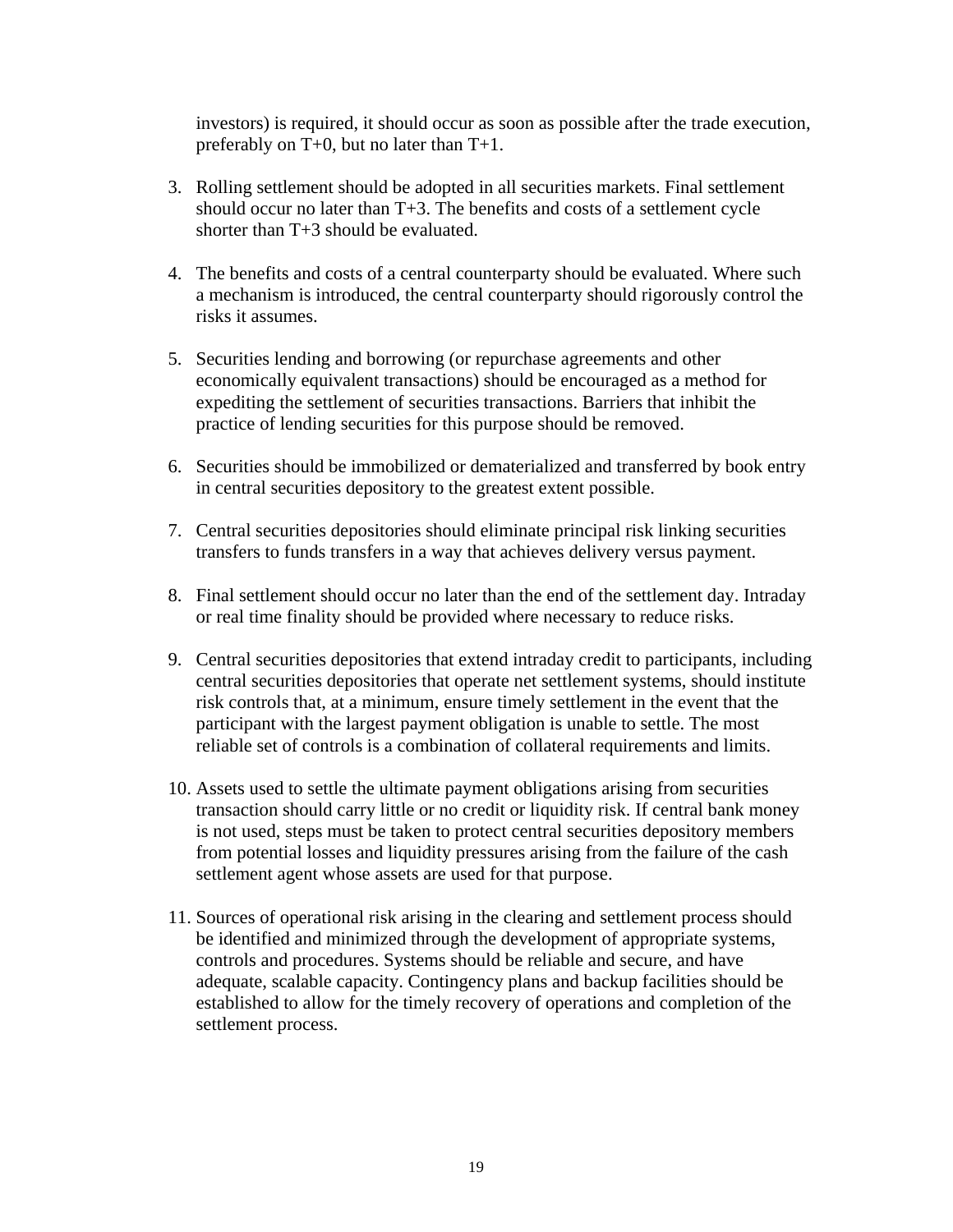investors) is required, it should occur as soon as possible after the trade execution, preferably on T+0, but no later than T+1.

3. Rolling settlement should be adopted in all securities markets. Final settlement should occur no later than T+3. The benefits and costs of a settlement cycle shorter than T+3 should be evaluated.

4. The benefits and costs of a central counterparty should be evaluated. Where such a mechanism is introduced, the central counterparty should rigorously control the risks it assumes.

5. Securities lending and borrowing (or repurchase agreements and other economically equivalent transactions) should be encouraged as a method for expediting the settlement of securities transactions. Barriers that inhibit the practice of lending securities for this purpose should be removed.

6. Securities should be immobilized or dematerialized and transferred by book entry in central securities depository to the greatest extent possible.

7. Central securities depositories should eliminate principal risk linking securities transfers to funds transfers in a way that achieves delivery versus payment.

8. Final settlement should occur no later than the end of the settlement day. Intraday or real time finality should be provided where necessary to reduce risks.

9. Central securities depositories that extend intraday credit to participants, including central securities depositories that operate net settlement systems, should institute risk controls that, at a minimum, ensure timely settlement in the event that the participant with the largest payment obligation is unable to settle. The most reliable set of controls is a combination of collateral requirements and limits.

10. Assets used to settle the ultimate payment obligations arising from securities transaction should carry little or no credit or liquidity risk. If central bank money is not used, steps must be taken to protect central securities depository members from potential losses and liquidity pressures arising from the failure of the cash settlement agent whose assets are used for that purpose.

11. Sources of operational risk arising in the clearing and settlement process should be identified and minimized through the development of appropriate systems, controls and procedures. Systems should be reliable and secure, and have adequate, scalable capacity. Contingency plans and backup facilities should be established to allow for the timely recovery of operations and completion of the settlement process.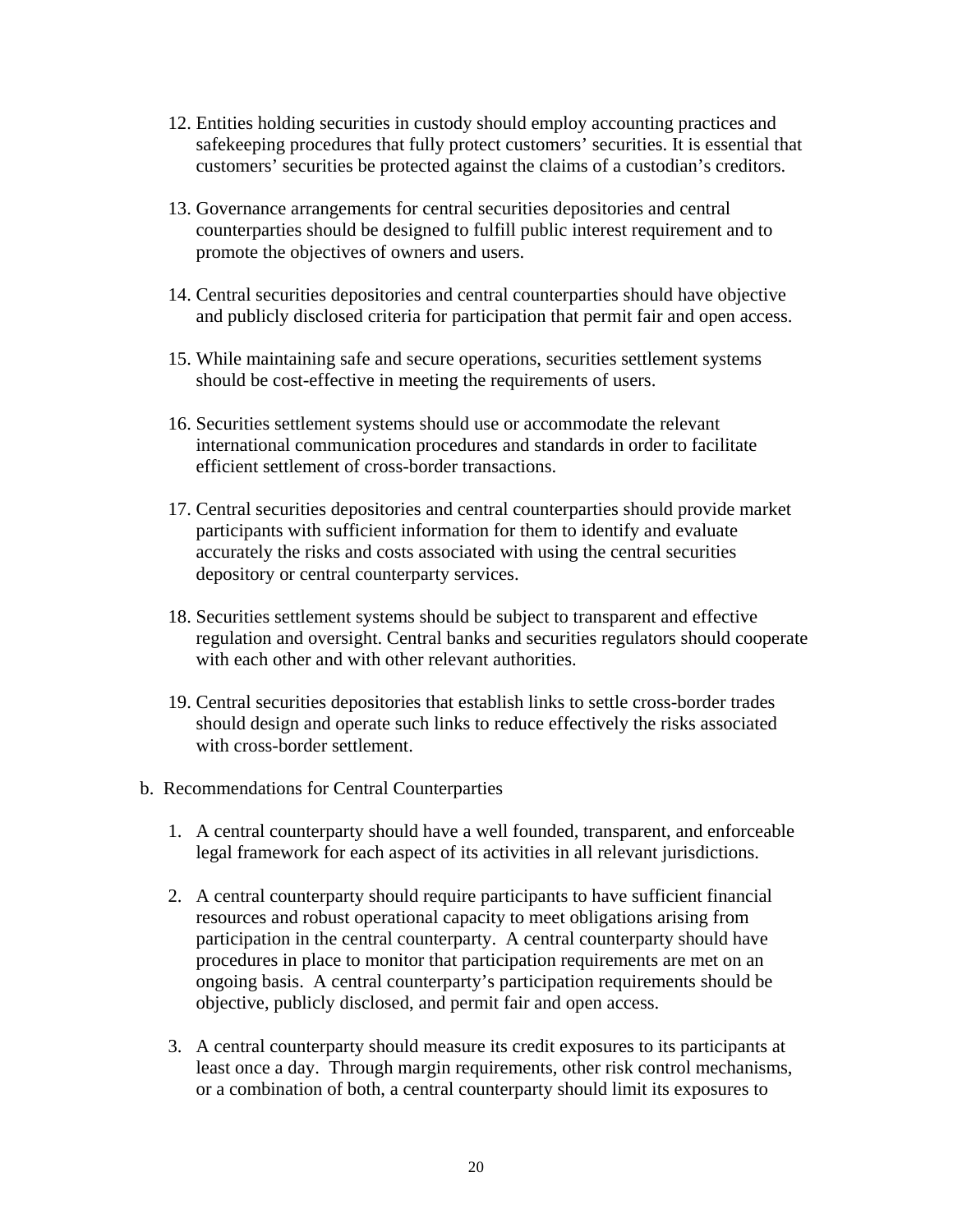12. Entities holding securities in custody should employ accounting practices and safekeeping procedures that fully protect customers' securities. It is essential that customers' securities be protected against the claims of a custodian's creditors.

13. Governance arrangements for central securities depositories and central counterparties should be designed to fulfill public interest requirement and to promote the objectives of owners and users.

14. Central securities depositories and central counterparties should have objective and publicly disclosed criteria for participation that permit fair and open access.

15. While maintaining safe and secure operations, securities settlement systems should be cost-effective in meeting the requirements of users.

16. Securities settlement systems should use or accommodate the relevant international communication procedures and standards in order to facilitate efficient settlement of cross-border transactions.

17. Central securities depositories and central counterparties should provide market participants with sufficient information for them to identify and evaluate accurately the risks and costs associated with using the central securities depository or central counterparty services.

18. Securities settlement systems should be subject to transparent and effective regulation and oversight. Central banks and securities regulators should cooperate with each other and with other relevant authorities.

19. Central securities depositories that establish links to settle cross-border trades should design and operate such links to reduce effectively the risks associated with cross-border settlement.

b. Recommendations for Central Counterparties

1. A central counterparty should have a well founded, transparent, and enforceable legal framework for each aspect of its activities in all relevant jurisdictions.

2. A central counterparty should require participants to have sufficient financial resources and robust operational capacity to meet obligations arising from participation in the central counterparty. A central counterparty should have procedures in place to monitor that participation requirements are met on an ongoing basis. A central counterparty's participation requirements should be objective, publicly disclosed, and permit fair and open access.

3. A central counterparty should measure its credit exposures to its participants at least once a day. Through margin requirements, other risk control mechanisms, or a combination of both, a central counterparty should limit its exposures to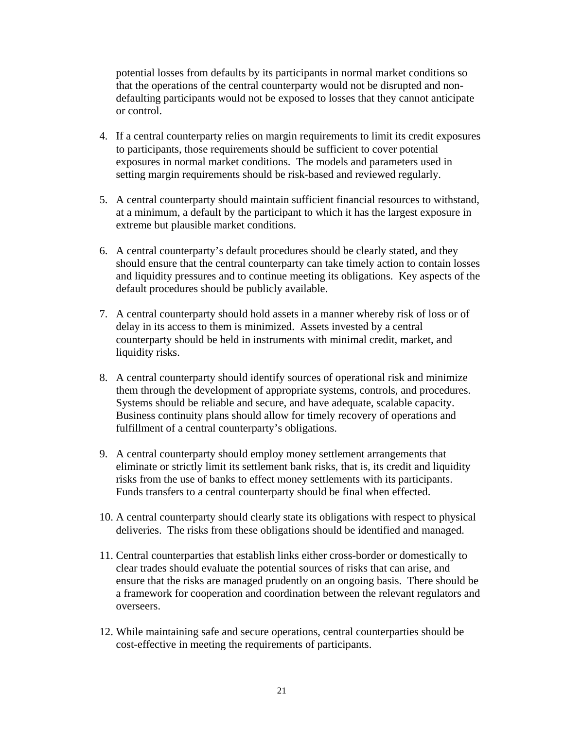potential losses from defaults by its participants in normal market conditions so that the operations of the central counterparty would not be disrupted and non-defaulting participants would not be exposed to losses that they cannot anticipate or control.

4. If a central counterparty relies on margin requirements to limit its credit exposures to participants, those requirements should be sufficient to cover potential exposures in normal market conditions. The models and parameters used in setting margin requirements should be risk-based and reviewed regularly.

5. A central counterparty should maintain sufficient financial resources to withstand, at a minimum, a default by the participant to which it has the largest exposure in extreme but plausible market conditions.

6. A central counterparty's default procedures should be clearly stated, and they should ensure that the central counterparty can take timely action to contain losses and liquidity pressures and to continue meeting its obligations. Key aspects of the default procedures should be publicly available.

7. A central counterparty should hold assets in a manner whereby risk of loss or of delay in its access to them is minimized. Assets invested by a central counterparty should be held in instruments with minimal credit, market, and liquidity risks.

8. A central counterparty should identify sources of operational risk and minimize them through the development of appropriate systems, controls, and procedures. Systems should be reliable and secure, and have adequate, scalable capacity. Business continuity plans should allow for timely recovery of operations and fulfillment of a central counterparty's obligations.

9. A central counterparty should employ money settlement arrangements that eliminate or strictly limit its settlement bank risks, that is, its credit and liquidity risks from the use of banks to effect money settlements with its participants. Funds transfers to a central counterparty should be final when effected.

10. A central counterparty should clearly state its obligations with respect to physical deliveries. The risks from these obligations should be identified and managed.

11. Central counterparties that establish links either cross-border or domestically to clear trades should evaluate the potential sources of risks that can arise, and ensure that the risks are managed prudently on an ongoing basis. There should be a framework for cooperation and coordination between the relevant regulators and overseers.

12. While maintaining safe and secure operations, central counterparties should be cost-effective in meeting the requirements of participants.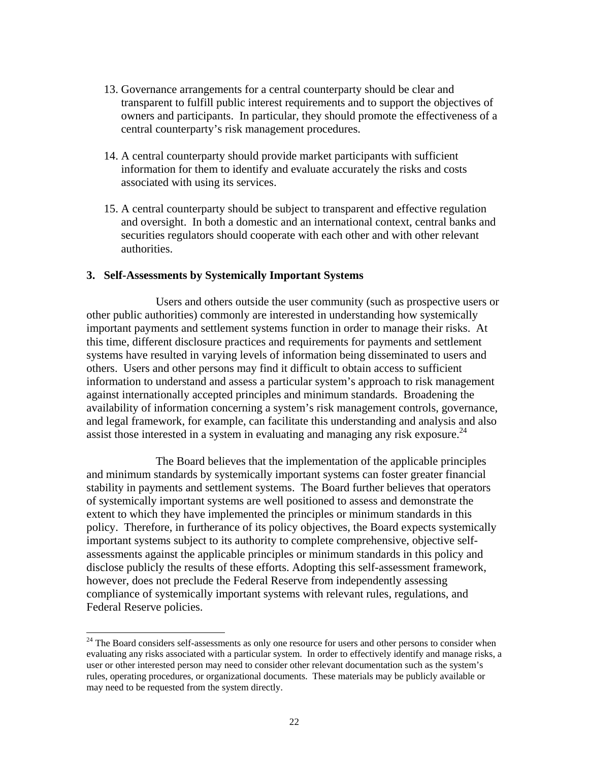13. Governance arrangements for a central counterparty should be clear and transparent to fulfill public interest requirements and to support the objectives of owners and participants. In particular, they should promote the effectiveness of a central counterparty's risk management procedures.

14. A central counterparty should provide market participants with sufficient information for them to identify and evaluate accurately the risks and costs associated with using its services.

15. A central counterparty should be subject to transparent and effective regulation and oversight. In both a domestic and an international context, central banks and securities regulators should cooperate with each other and with other relevant authorities.

**3. Self-Assessments by Systemically Important Systems**

Users and others outside the user community (such as prospective users or other public authorities) commonly are interested in understanding how systemically important payments and settlement systems function in order to manage their risks. At this time, different disclosure practices and requirements for payments and settlement systems have resulted in varying levels of information being disseminated to users and others. Users and other persons may find it difficult to obtain access to sufficient information to understand and assess a particular system's approach to risk management against internationally accepted principles and minimum standards. Broadening the availability of information concerning a system's risk management controls, governance, and legal framework, for example, can facilitate this understanding and analysis and also assist those interested in a system in evaluating and managing any risk exposure.[24]

The Board believes that the implementation of the applicable principles and minimum standards by systemically important systems can foster greater financial stability in payments and settlement systems. The Board further believes that operators of systemically important systems are well positioned to assess and demonstrate the extent to which they have implemented the principles or minimum standards in this policy. Therefore, in furtherance of its policy objectives, the Board expects systemically important systems subject to its authority to complete comprehensive, objective self-assessments against the applicable principles or minimum standards in this policy and disclose publicly the results of these efforts. Adopting this self-assessment framework, however, does not preclude the Federal Reserve from independently assessing compliance of systemically important systems with relevant rules, regulations, and Federal Reserve policies.

[24] The Board considers self-assessments as only one resource for users and other persons to consider when evaluating any risks associated with a particular system. In order to effectively identify and manage risks, a user or other interested person may need to consider other relevant documentation such as the system's rules, operating procedures, or organizational documents. These materials may be publicly available or may need to be requested from the system directly.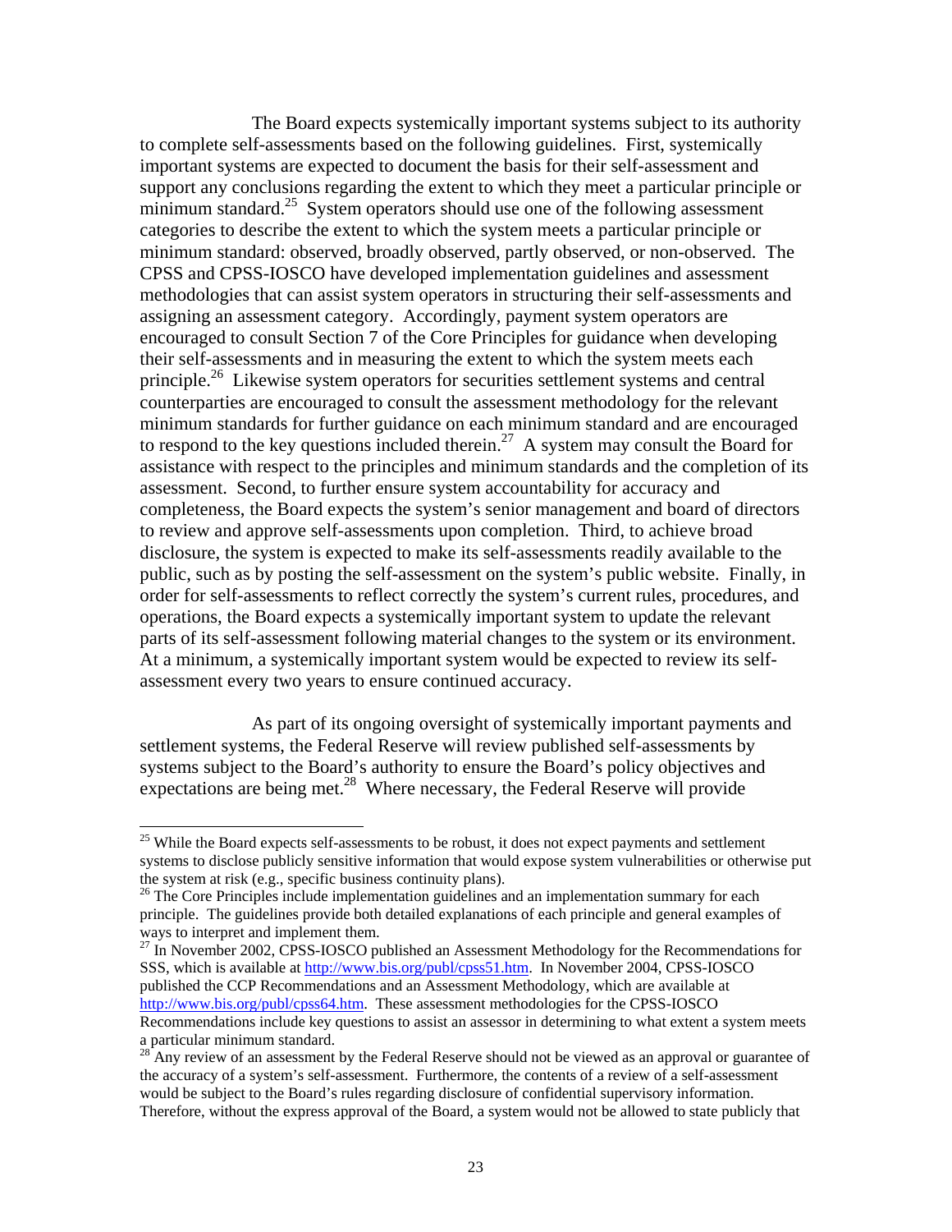The Board expects systemically important systems subject to its authority to complete self-assessments based on the following guidelines. First, systemically important systems are expected to document the basis for their self-assessment and support any conclusions regarding the extent to which they meet a particular principle or minimum standard.[25] System operators should use one of the following assessment categories to describe the extent to which the system meets a particular principle or minimum standard: observed, broadly observed, partly observed, or non-observed. The CPSS and CPSS-IOSCO have developed implementation guidelines and assessment methodologies that can assist system operators in structuring their self-assessments and assigning an assessment category. Accordingly, payment system operators are encouraged to consult Section 7 of the Core Principles for guidance when developing their self-assessments and in measuring the extent to which the system meets each principle.[26] Likewise system operators for securities settlement systems and central counterparties are encouraged to consult the assessment methodology for the relevant minimum standards for further guidance on each minimum standard and are encouraged to respond to the key questions included therein.[27] A system may consult the Board for assistance with respect to the principles and minimum standards and the completion of its assessment. Second, to further ensure system accountability for accuracy and completeness, the Board expects the system's senior management and board of directors to review and approve self-assessments upon completion. Third, to achieve broad disclosure, the system is expected to make its self-assessments readily available to the public, such as by posting the self-assessment on the system's public website. Finally, in order for self-assessments to reflect correctly the system's current rules, procedures, and operations, the Board expects a systemically important system to update the relevant parts of its self-assessment following material changes to the system or its environment. At a minimum, a systemically important system would be expected to review its self-assessment every two years to ensure continued accuracy.

As part of its ongoing oversight of systemically important payments and settlement systems, the Federal Reserve will review published self-assessments by systems subject to the Board's authority to ensure the Board's policy objectives and expectations are being met.[28] Where necessary, the Federal Reserve will provide

---

[25] While the Board expects self-assessments to be robust, it does not expect payments and settlement systems to disclose publicly sensitive information that would expose system vulnerabilities or otherwise put the system at risk (e.g., specific business continuity plans).

[26] The Core Principles include implementation guidelines and an implementation summary for each principle. The guidelines provide both detailed explanations of each principle and general examples of ways to interpret and implement them.

[27] In November 2002, CPSS-IOSCO published an Assessment Methodology for the Recommendations for SSS, which is available at http://www.bis.org/publ/cpss51.htm. In November 2004, CPSS-IOSCO published the CCP Recommendations and an Assessment Methodology, which are available at http://www.bis.org/publ/cpss64.htm. These assessment methodologies for the CPSS-IOSCO Recommendations include key questions to assist an assessor in determining to what extent a system meets a particular minimum standard.

[28] Any review of an assessment by the Federal Reserve should not be viewed as an approval or guarantee of the accuracy of a system's self-assessment. Furthermore, the contents of a review of a self-assessment would be subject to the Board's rules regarding disclosure of confidential supervisory information. Therefore, without the express approval of the Board, a system would not be allowed to state publicly that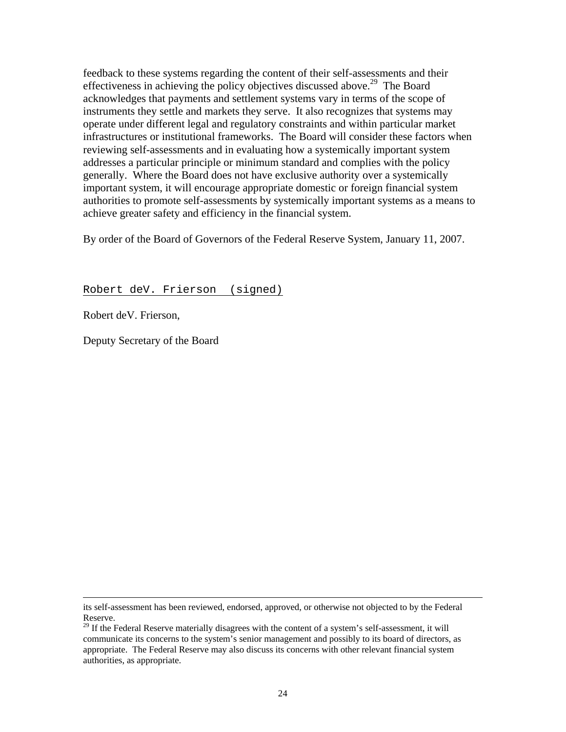feedback to these systems regarding the content of their self-assessments and their effectiveness in achieving the policy objectives discussed above.[29] The Board acknowledges that payments and settlement systems vary in terms of the scope of instruments they settle and markets they serve. It also recognizes that systems may operate under different legal and regulatory constraints and within particular market infrastructures or institutional frameworks. The Board will consider these factors when reviewing self-assessments and in evaluating how a systemically important system addresses a particular principle or minimum standard and complies with the policy generally. Where the Board does not have exclusive authority over a systemically important system, it will encourage appropriate domestic or foreign financial system authorities to promote self-assessments by systemically important systems as a means to achieve greater safety and efficiency in the financial system.

By order of the Board of Governors of the Federal Reserve System, January 11, 2007.

Robert deV. Frierson (signed)

Robert deV. Frierson,

Deputy Secretary of the Board

---

its self-assessment has been reviewed, endorsed, approved, or otherwise not objected to by the Federal Reserve.

[29] If the Federal Reserve materially disagrees with the content of a system's self-assessment, it will communicate its concerns to the system's senior management and possibly to its board of directors, as appropriate. The Federal Reserve may also discuss its concerns with other relevant financial system authorities, as appropriate.